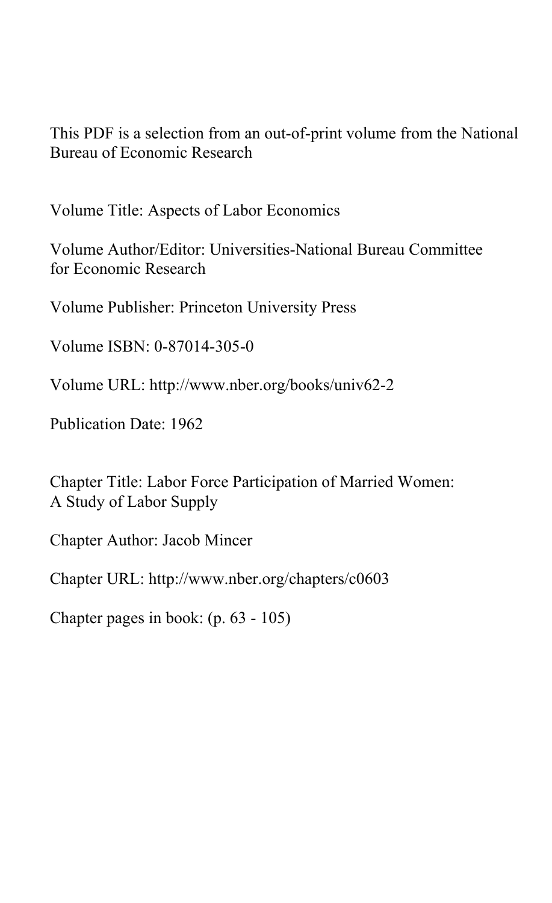This PDF is a selection from an out-of-print volume from the National Bureau of Economic Research

Volume Title: Aspects of Labor Economics

Volume Author/Editor: Universities-National Bureau Committee for Economic Research

Volume Publisher: Princeton University Press

Volume ISBN: 0-87014-305-0

Volume URL: http://www.nber.org/books/univ62-2

Publication Date: 1962

Chapter Title: Labor Force Participation of Married Women: A Study of Labor Supply

Chapter Author: Jacob Mincer

Chapter URL: http://www.nber.org/chapters/c0603

Chapter pages in book: (p. 63 - 105)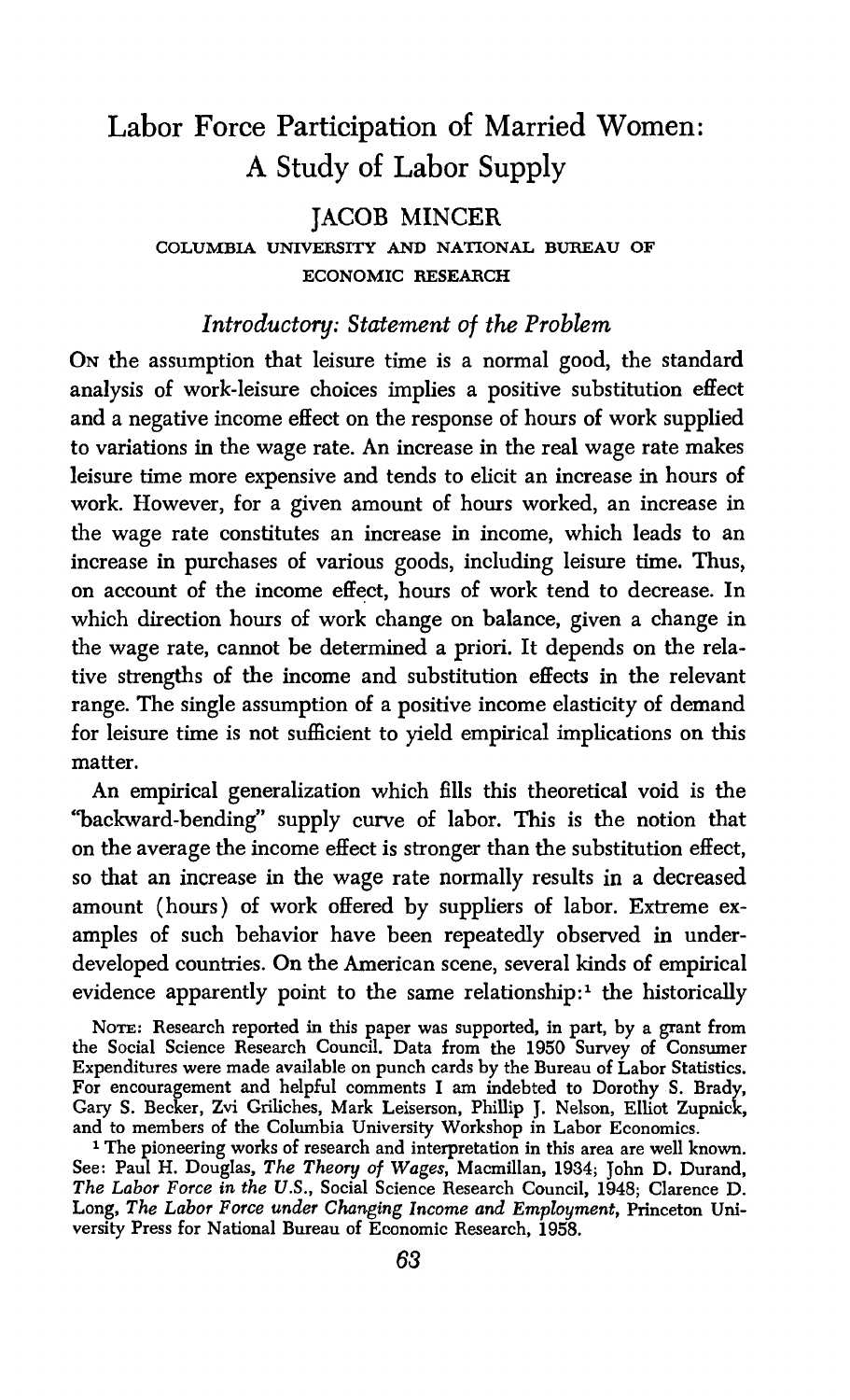# Labor Force Participation of Married Women: A Study of Labor Supply

## JACOB MINCER

COLUMBIA UNIVERSITY AND NATIONAL BUREAU OF ECONOMIC RESEARCH

### *Introductory: Statement of the Problem*

On the assumption that leisure time is a normal good, the standard analysis of work-leisure choices implies a positive substitution effect and a negative income effect on the response of hours of work supplied to variations in the wage rate. An increase in the real wage rate makes leisure time more expensive and tends to elicit an increase in hours of work. However, for a given amount of hours worked, an increase in the wage rate constitutes an increase in income, which leads to an increase in purchases of various goods, including leisure time. Thus, on account of the income effect, hours of work tend to decrease. In which direction hours of work change on balance, given a change in the wage rate, cannot be determined a priori. It depends on the relative strengths of the income and substitution effects in the relevant range. The single assumption of a positive income elasticity of demand for leisure time is not sufficient to yield empirical implications on this matter.

An empirical generalization which fills this theoretical void is the "backward-bending" supply curve of labor. This is the notion that on the average the income effect is stronger than the substitution effect, so that an increase in the wage rate normally results in a decreased amount (hours) of work offered by suppliers of labor. Extreme examples of such behavior have been repeatedly observed in underdeveloped countries. On the American scene, several kinds of empirical evidence apparently point to the same relationship:[1] the historically

NOTE: Research reported in this paper was supported, in part, by a grant from the Social Science Research Council. Data from the 1950 Survey of Consumer Expenditures were made available on punch cards by the Bureau of Labor Statistics. For encouragement and helpful comments I am indebted to Dorothy S. Brady, Gary S. Becker, Zvi Griliches, Mark Leiserson, Phillip J. Nelson, Elliot Zupnick, and to members of the Columbia University Workshop in Labor Economics.

[1] The pioneering works of research and interpretation in this area are well known. See: Paul H. Douglas, *The Theory of Wages*, Macmillan, 1934; John D. Durand, *The Labor Force in the U.S.*, Social Science Research Council, 1948; Clarence D. Long, *The Labor Force under Changing Income and Employment*, Princeton University Press for National Bureau of Economic Research, 1958.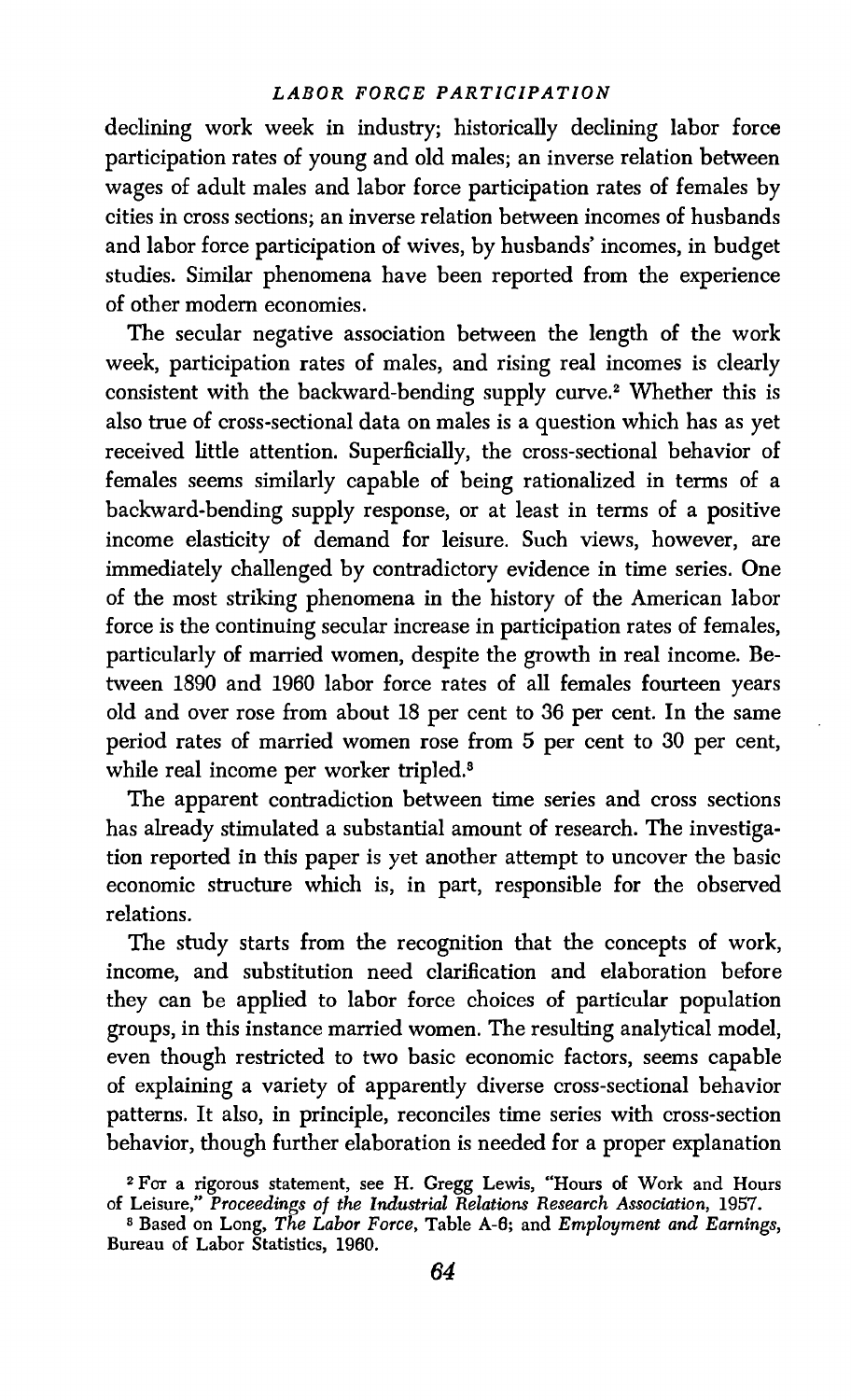declining work week in industry; historically declining labor force participation rates of young and old males; an inverse relation between wages of adult males and labor force participation rates of females by cities in cross sections; an inverse relation between incomes of husbands and labor force participation of wives, by husbands' incomes, in budget studies. Similar phenomena have been reported from the experience of other modern economies.

The secular negative association between the length of the work week, participation rates of males, and rising real incomes is clearly consistent with the backward-bending supply curve.[2] Whether this is also true of cross-sectional data on males is a question which has as yet received little attention. Superficially, the cross-sectional behavior of females seems similarly capable of being rationalized in terms of a backward-bending supply response, or at least in terms of a positive income elasticity of demand for leisure. Such views, however, are immediately challenged by contradictory evidence in time series. One of the most striking phenomena in the history of the American labor force is the continuing secular increase in participation rates of females, particularly of married women, despite the growth in real income. Between 1890 and 1960 labor force rates of all females fourteen years old and over rose from about 18 per cent to 36 per cent. In the same period rates of married women rose from 5 per cent to 30 per cent, while real income per worker tripled.[3]

The apparent contradiction between time series and cross sections has already stimulated a substantial amount of research. The investigation reported in this paper is yet another attempt to uncover the basic economic structure which is, in part, responsible for the observed relations.

The study starts from the recognition that the concepts of work, income, and substitution need clarification and elaboration before they can be applied to labor force choices of particular population groups, in this instance married women. The resulting analytical model, even though restricted to two basic economic factors, seems capable of explaining a variety of apparently diverse cross-sectional behavior patterns. It also, in principle, reconciles time series with cross-section behavior, though further elaboration is needed for a proper explanation

[2] For a rigorous statement, see H. Gregg Lewis, "Hours of Work and Hours of Leisure," *Proceedings of the Industrial Relations Research Association*, 1957.

[3] Based on Long, *The Labor Force*, Table A-6; and *Employment and Earnings*, Bureau of Labor Statistics, 1960.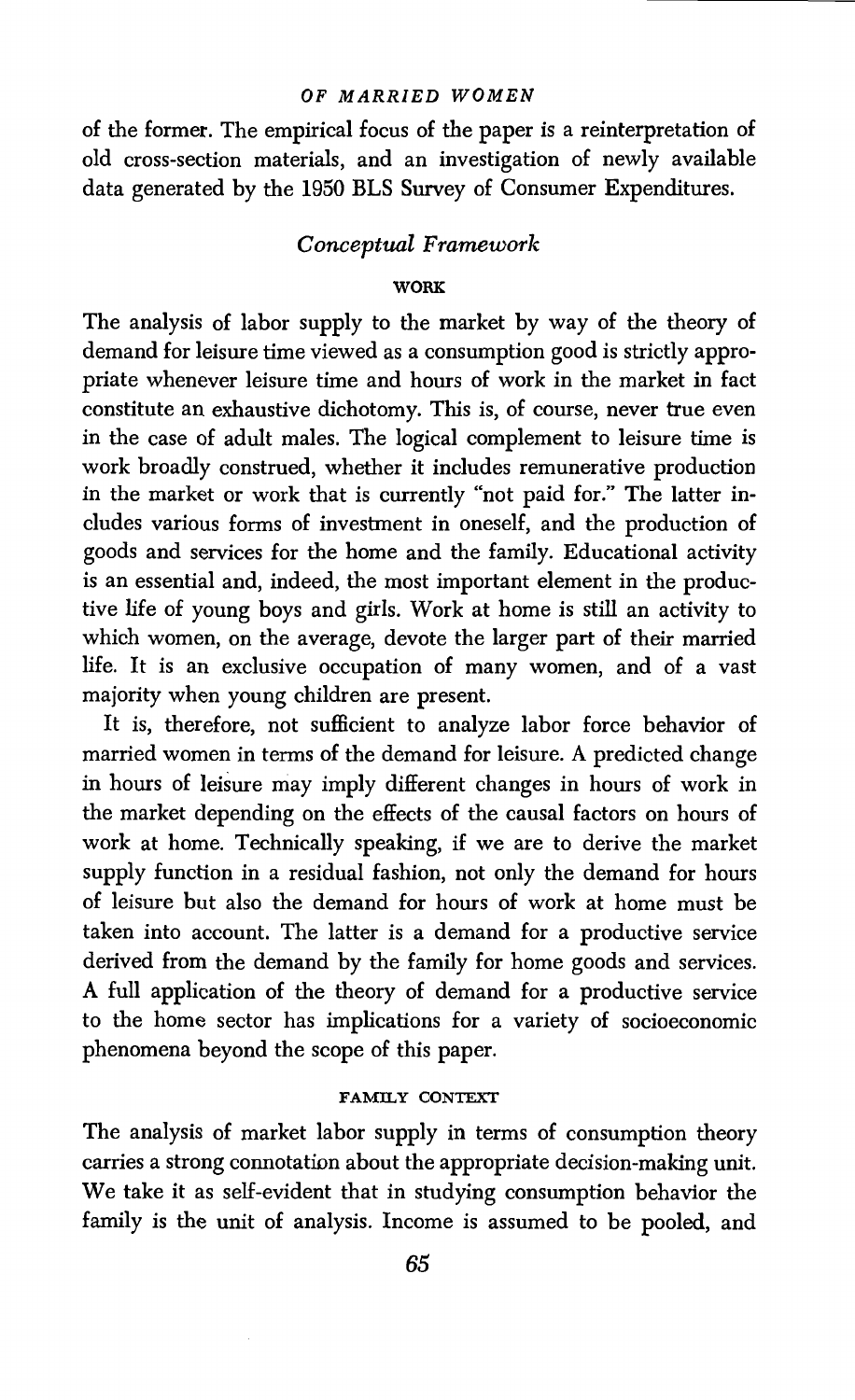of the former. The empirical focus of the paper is a reinterpretation of old cross-section materials, and an investigation of newly available data generated by the 1950 BLS Survey of Consumer Expenditures.

## *Conceptual Framework*

### WORK

The analysis of labor supply to the market by way of the theory of demand for leisure time viewed as a consumption good is strictly appropriate whenever leisure time and hours of work in the market in fact constitute an exhaustive dichotomy. This is, of course, never true even in the case of adult males. The logical complement to leisure time is work broadly construed, whether it includes remunerative production in the market or work that is currently "not paid for." The latter includes various forms of investment in oneself, and the production of goods and services for the home and the family. Educational activity is an essential and, indeed, the most important element in the productive life of young boys and girls. Work at home is still an activity to which women, on the average, devote the larger part of their married life. It is an exclusive occupation of many women, and of a vast majority when young children are present.

It is, therefore, not sufficient to analyze labor force behavior of married women in terms of the demand for leisure. A predicted change in hours of leisure may imply different changes in hours of work in the market depending on the effects of the causal factors on hours of work at home. Technically speaking, if we are to derive the market supply function in a residual fashion, not only the demand for hours of leisure but also the demand for hours of work at home must be taken into account. The latter is a demand for a productive service derived from the demand by the family for home goods and services. A full application of the theory of demand for a productive service to the home sector has implications for a variety of socioeconomic phenomena beyond the scope of this paper.

### FAMILY CONTEXT

The analysis of market labor supply in terms of consumption theory carries a strong connotation about the appropriate decision-making unit. We take it as self-evident that in studying consumption behavior the family is the unit of analysis. Income is assumed to be pooled, and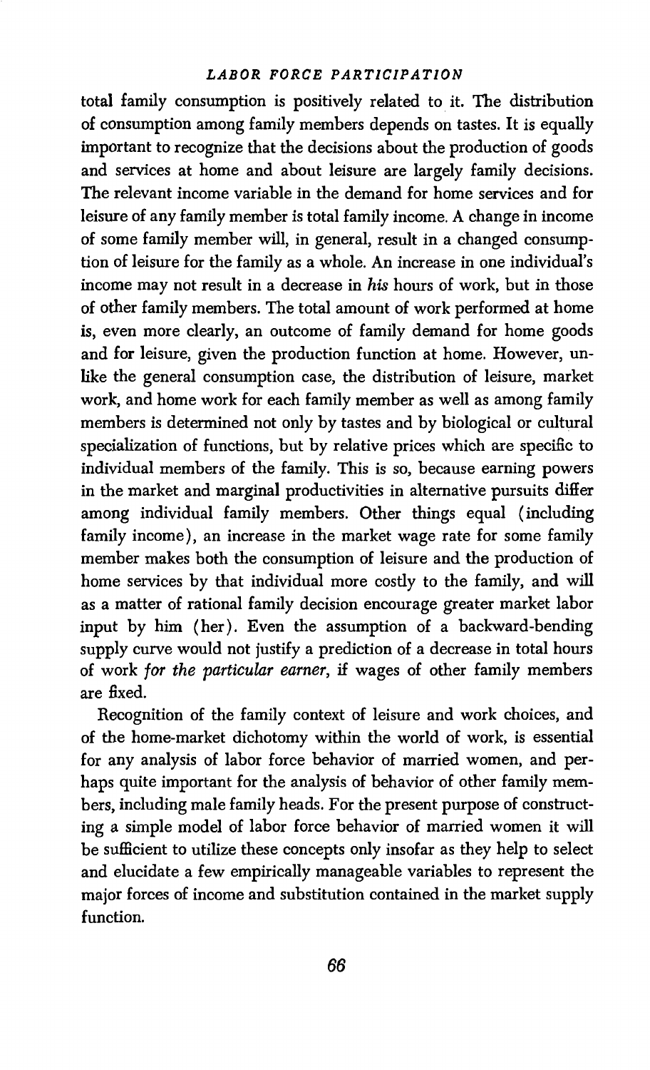total family consumption is positively related to it. The distribution of consumption among family members depends on tastes. It is equally important to recognize that the decisions about the production of goods and services at home and about leisure are largely family decisions. The relevant income variable in the demand for home services and for leisure of any family member is total family income. A change in income of some family member will, in general, result in a changed consumption of leisure for the family as a whole. An increase in one individual's income may not result in a decrease in *his* hours of work, but in those of other family members. The total amount of work performed at home is, even more clearly, an outcome of family demand for home goods and for leisure, given the production function at home. However, unlike the general consumption case, the distribution of leisure, market work, and home work for each family member as well as among family members is determined not only by tastes and by biological or cultural specialization of functions, but by relative prices which are specific to individual members of the family. This is so, because earning powers in the market and marginal productivities in alternative pursuits differ among individual family members. Other things equal (including family income), an increase in the market wage rate for some family member makes both the consumption of leisure and the production of home services by that individual more costly to the family, and will as a matter of rational family decision encourage greater market labor input by him (her). Even the assumption of a backward-bending supply curve would not justify a prediction of a decrease in total hours of work *for the particular earner*, if wages of other family members are fixed.

Recognition of the family context of leisure and work choices, and of the home-market dichotomy within the world of work, is essential for any analysis of labor force behavior of married women, and perhaps quite important for the analysis of behavior of other family members, including male family heads. For the present purpose of constructing a simple model of labor force behavior of married women it will be sufficient to utilize these concepts only insofar as they help to select and elucidate a few empirically manageable variables to represent the major forces of income and substitution contained in the market supply function.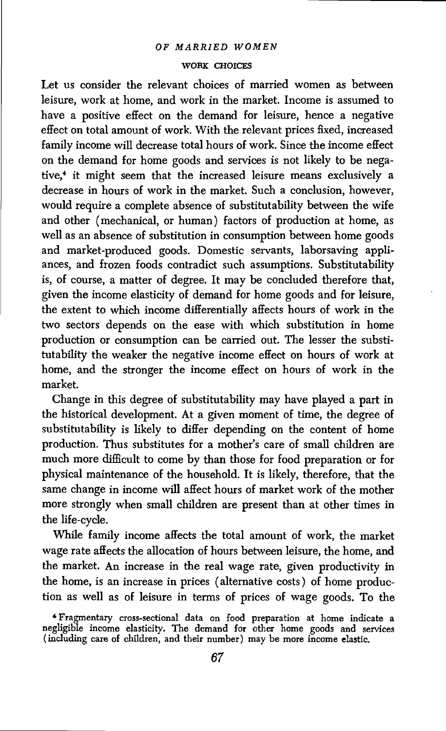## WORK CHOICES

Let us consider the relevant choices of married women as between leisure, work at home, and work in the market. Income is assumed to have a positive effect on the demand for leisure, hence a negative effect on total amount of work. With the relevant prices fixed, increased family income will decrease total hours of work. Since the income effect on the demand for home goods and services is not likely to be negative,[4] it might seem that the increased leisure means exclusively a decrease in hours of work in the market. Such a conclusion, however, would require a complete absence of substitutability between the wife and other (mechanical, or human) factors of production at home, as well as an absence of substitution in consumption between home goods and market-produced goods. Domestic servants, laborsaving appliances, and frozen foods contradict such assumptions. Substitutability is, of course, a matter of degree. It may be concluded therefore that, given the income elasticity of demand for home goods and for leisure, the extent to which income differentially affects hours of work in the two sectors depends on the ease with which substitution in home production or consumption can be carried out. The lesser the substitutability the weaker the negative income effect on hours of work at home, and the stronger the income effect on hours of work in the market.

Change in this degree of substitutability may have played a part in the historical development. At a given moment of time, the degree of substitutability is likely to differ depending on the content of home production. Thus substitutes for a mother's care of small children are much more difficult to come by than those for food preparation or for physical maintenance of the household. It is likely, therefore, that the same change in income will affect hours of market work of the mother more strongly when small children are present than at other times in the life-cycle.

While family income affects the total amount of work, the market wage rate affects the allocation of hours between leisure, the home, and the market. An increase in the real wage rate, given productivity in the home, is an increase in prices (alternative costs) of home production as well as of leisure in terms of prices of wage goods. To the

[4] Fragmentary cross-sectional data on food preparation at home indicate a negligible income elasticity. The demand for other home goods and services (including care of children, and their number) may be more income elastic.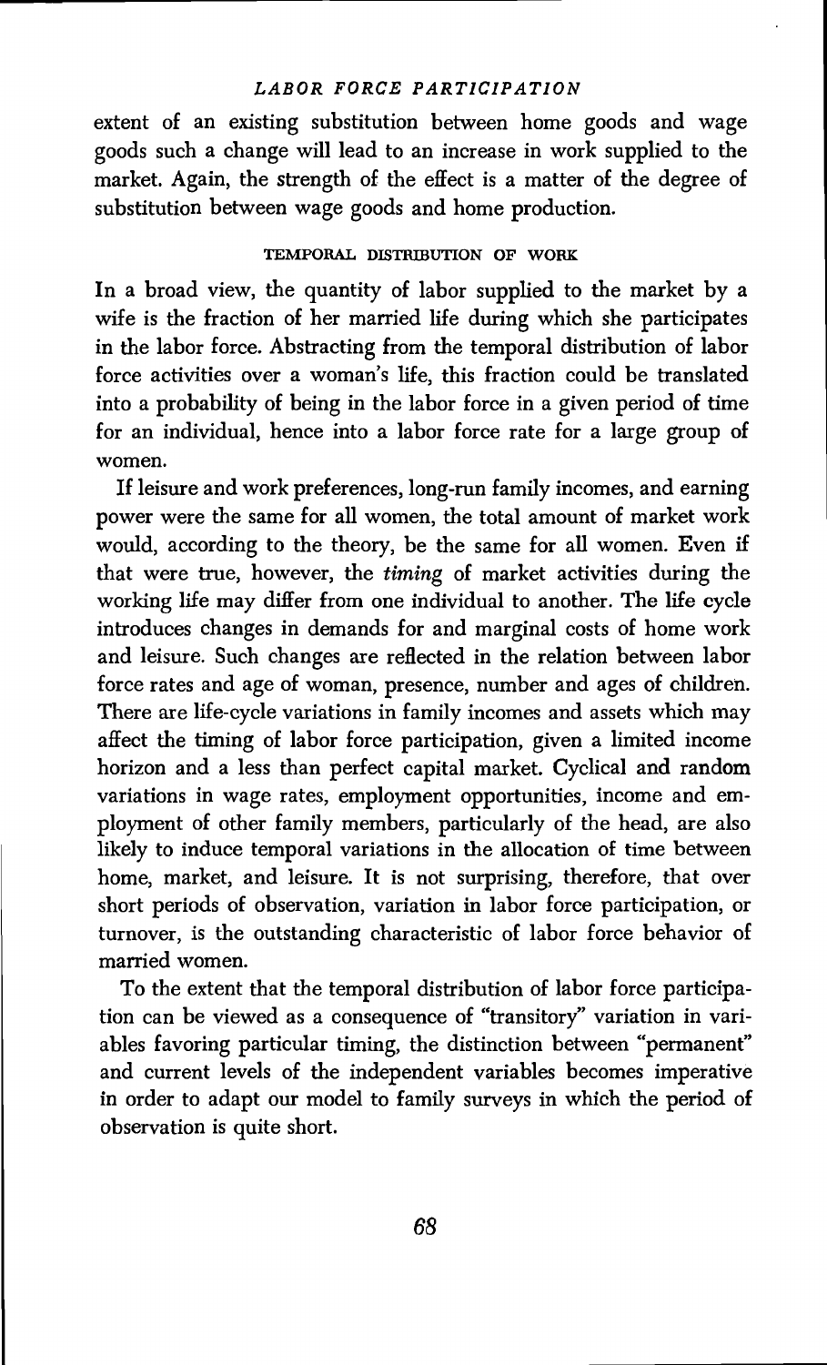extent of an existing substitution between home goods and wage goods such a change will lead to an increase in work supplied to the market. Again, the strength of the effect is a matter of the degree of substitution between wage goods and home production.

## TEMPORAL DISTRIBUTION OF WORK

In a broad view, the quantity of labor supplied to the market by a wife is the fraction of her married life during which she participates in the labor force. Abstracting from the temporal distribution of labor force activities over a woman's life, this fraction could be translated into a probability of being in the labor force in a given period of time for an individual, hence into a labor force rate for a large group of women.

If leisure and work preferences, long-run family incomes, and earning power were the same for all women, the total amount of market work would, according to the theory, be the same for all women. Even if that were true, however, the *timing* of market activities during the working life may differ from one individual to another. The life cycle introduces changes in demands for and marginal costs of home work and leisure. Such changes are reflected in the relation between labor force rates and age of woman, presence, number and ages of children. There are life-cycle variations in family incomes and assets which may affect the timing of labor force participation, given a limited income horizon and a less than perfect capital market. Cyclical and random variations in wage rates, employment opportunities, income and employment of other family members, particularly of the head, are also likely to induce temporal variations in the allocation of time between home, market, and leisure. It is not surprising, therefore, that over short periods of observation, variation in labor force participation, or turnover, is the outstanding characteristic of labor force behavior of married women.

To the extent that the temporal distribution of labor force participation can be viewed as a consequence of "transitory" variation in variables favoring particular timing, the distinction between "permanent" and current levels of the independent variables becomes imperative in order to adapt our model to family surveys in which the period of observation is quite short.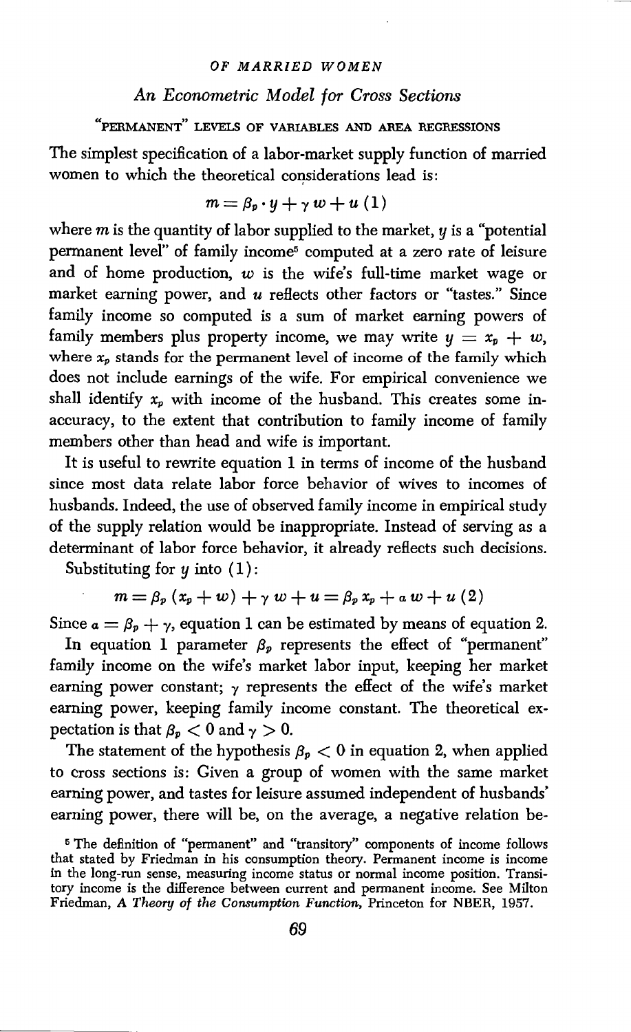## An Econometric Model for Cross Sections

### "PERMANENT" LEVELS OF VARIABLES AND AREA REGRESSIONS

The simplest specification of a labor-market supply function of married women to which the theoretical considerations lead is:

$$m = \beta_p \cdot y + \gamma w + u \ (1)$$

where $m$ is the quantity of labor supplied to the market, $y$ is a "potential permanent level" of family income[5] computed at a zero rate of leisure and of home production, $w$ is the wife's full-time market wage or market earning power, and $u$ reflects other factors or "tastes." Since family income so computed is a sum of market earning powers of family members plus property income, we may write $y = x_p + w$, where $x_p$ stands for the permanent level of income of the family which does not include earnings of the wife. For empirical convenience we shall identify $x_p$ with income of the husband. This creates some inaccuracy, to the extent that contribution to family income of family members other than head and wife is important.

It is useful to rewrite equation 1 in terms of income of the husband since most data relate labor force behavior of wives to incomes of husbands. Indeed, the use of observed family income in empirical study of the supply relation would be inappropriate. Instead of serving as a determinant of labor force behavior, it already reflects such decisions.

Substituting for $y$ into (1):

$$m = \beta_p (x_p + w) + \gamma w + u = \beta_p x_p + \alpha w + u \ (2)$$

Since $\alpha = \beta_p + \gamma$, equation 1 can be estimated by means of equation 2.

In equation 1 parameter $\beta_p$ represents the effect of "permanent" family income on the wife's market labor input, keeping her market earning power constant; $\gamma$ represents the effect of the wife's market earning power, keeping family income constant. The theoretical expectation is that $\beta_p < 0$ and $\gamma > 0$.

The statement of the hypothesis $\beta_p < 0$ in equation 2, when applied to cross sections is: Given a group of women with the same market earning power, and tastes for leisure assumed independent of husbands' earning power, there will be, on the average, a negative relation be-

[5] The definition of "permanent" and "transitory" components of income follows that stated by Friedman in his consumption theory. Permanent income is income in the long-run sense, measuring income status or normal income position. Transitory income is the difference between current and permanent income. See Milton Friedman, *A Theory of the Consumption Function*, Princeton for NBER, 1957.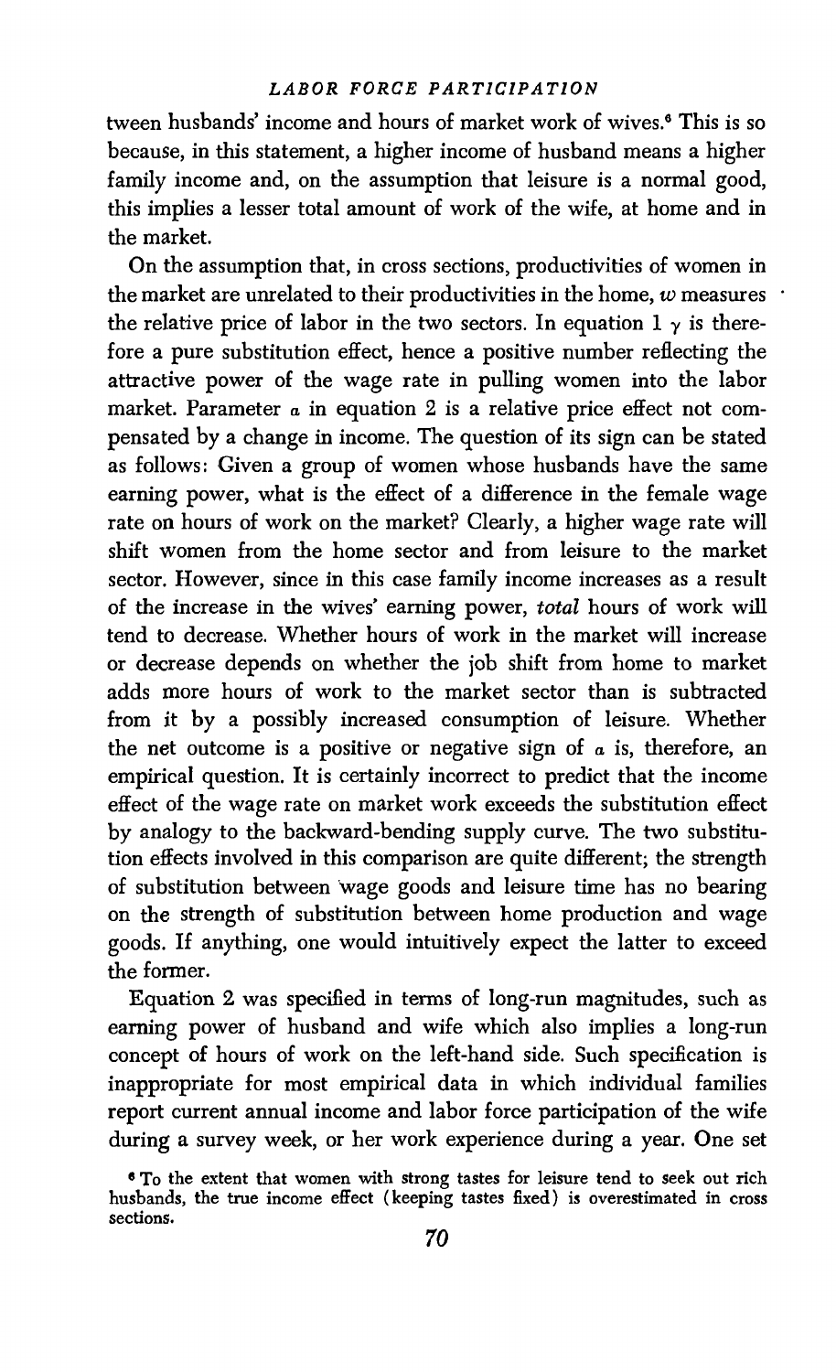tween husbands' income and hours of market work of wives.[6] This is so because, in this statement, a higher income of husband means a higher family income and, on the assumption that leisure is a normal good, this implies a lesser total amount of work of the wife, at home and in the market.

On the assumption that, in cross sections, productivities of women in the market are unrelated to their productivities in the home, $w$ measures the relative price of labor in the two sectors. In equation 1 $\gamma$ is therefore a pure substitution effect, hence a positive number reflecting the attractive power of the wage rate in pulling women into the labor market. Parameter $\alpha$ in equation 2 is a relative price effect not compensated by a change in income. The question of its sign can be stated as follows: Given a group of women whose husbands have the same earning power, what is the effect of a difference in the female wage rate on hours of work on the market? Clearly, a higher wage rate will shift women from the home sector and from leisure to the market sector. However, since in this case family income increases as a result of the increase in the wives' earning power, *total* hours of work will tend to decrease. Whether hours of work in the market will increase or decrease depends on whether the job shift from home to market adds more hours of work to the market sector than is subtracted from it by a possibly increased consumption of leisure. Whether the net outcome is a positive or negative sign of $\alpha$ is, therefore, an empirical question. It is certainly incorrect to predict that the income effect of the wage rate on market work exceeds the substitution effect by analogy to the backward-bending supply curve. The two substitution effects involved in this comparison are quite different; the strength of substitution between wage goods and leisure time has no bearing on the strength of substitution between home production and wage goods. If anything, one would intuitively expect the latter to exceed the former.

Equation 2 was specified in terms of long-run magnitudes, such as earning power of husband and wife which also implies a long-run concept of hours of work on the left-hand side. Such specification is inappropriate for most empirical data in which individual families report current annual income and labor force participation of the wife during a survey week, or her work experience during a year. One set

[6] To the extent that women with strong tastes for leisure tend to seek out rich husbands, the true income effect (keeping tastes fixed) is overestimated in cross sections.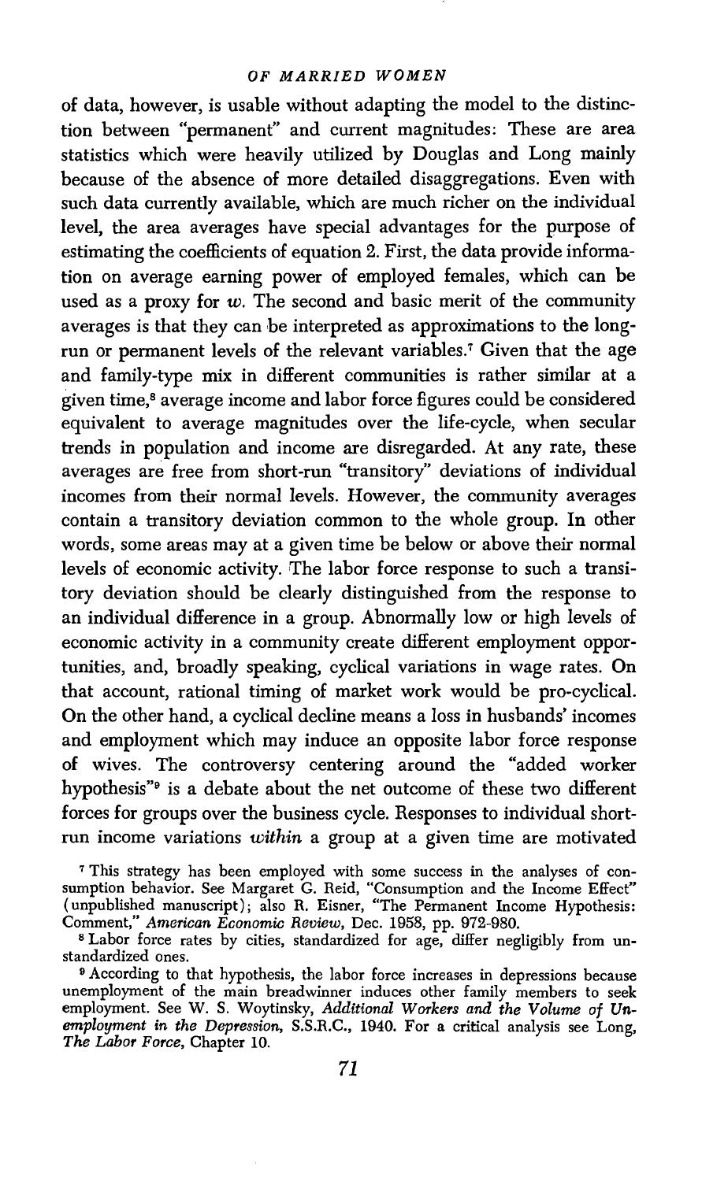of data, however, is usable without adapting the model to the distinction between "permanent" and current magnitudes: These are area statistics which were heavily utilized by Douglas and Long mainly because of the absence of more detailed disaggregations. Even with such data currently available, which are much richer on the individual level, the area averages have special advantages for the purpose of estimating the coefficients of equation 2. First, the data provide information on average earning power of employed females, which can be used as a proxy for $w$. The second and basic merit of the community averages is that they can be interpreted as approximations to the long-run or permanent levels of the relevant variables.[7] Given that the age and family-type mix in different communities is rather similar at a given time,[8] average income and labor force figures could be considered equivalent to average magnitudes over the life-cycle, when secular trends in population and income are disregarded. At any rate, these averages are free from short-run "transitory" deviations of individual incomes from their normal levels. However, the community averages contain a transitory deviation common to the whole group. In other words, some areas may at a given time be below or above their normal levels of economic activity. The labor force response to such a transitory deviation should be clearly distinguished from the response to an individual difference in a group. Abnormally low or high levels of economic activity in a community create different employment opportunities, and, broadly speaking, cyclical variations in wage rates. On that account, rational timing of market work would be pro-cyclical. On the other hand, a cyclical decline means a loss in husbands' incomes and employment which may induce an opposite labor force response of wives. The controversy centering around the "added worker hypothesis"[9] is a debate about the net outcome of these two different forces for groups over the business cycle. Responses to individual short-run income variations *within* a group at a given time are motivated

[7] This strategy has been employed with some success in the analyses of consumption behavior. See Margaret G. Reid, "Consumption and the Income Effect" (unpublished manuscript); also R. Eisner, "The Permanent Income Hypothesis: Comment," *American Economic Review*, Dec. 1958, pp. 972-980.

[8] Labor force rates by cities, standardized for age, differ negligibly from unstandardized ones.

[9] According to that hypothesis, the labor force increases in depressions because unemployment of the main breadwinner induces other family members to seek employment. See W. S. Woytinsky, *Additional Workers and the Volume of Unemployment in the Depression*, S.S.R.C., 1940. For a critical analysis see Long, *The Labor Force*, Chapter 10.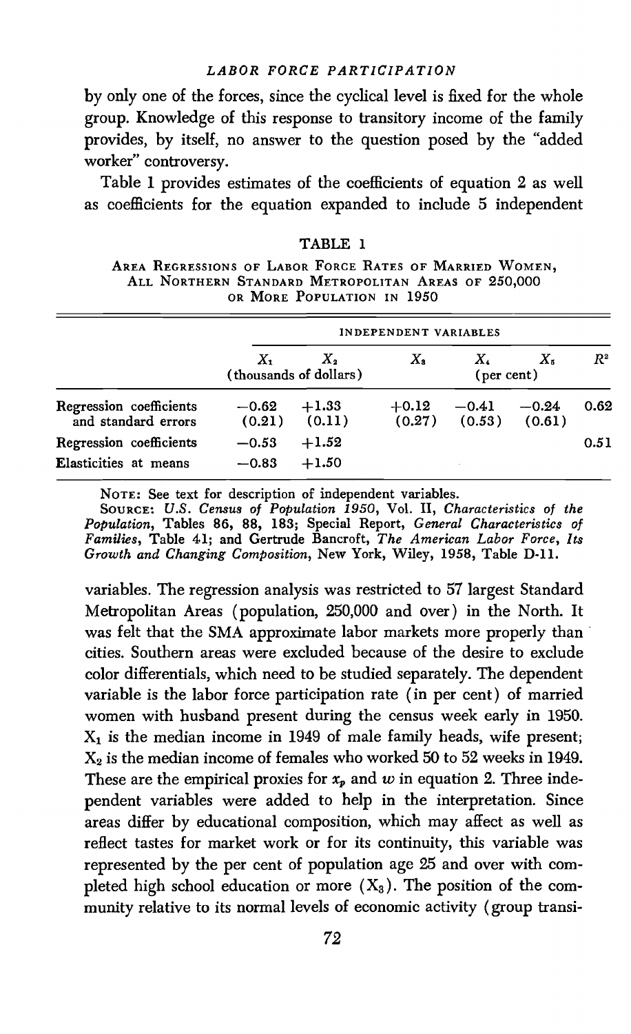by only one of the forces, since the cyclical level is fixed for the whole group. Knowledge of this response to transitory income of the family provides, by itself, no answer to the question posed by the "added worker" controversy.

Table 1 provides estimates of the coefficients of equation 2 as well as coefficients for the equation expanded to include 5 independent variables. The regression analysis was restricted to 57 largest Standard Metropolitan Areas (population, 250,000 and over) in the North. It was felt that the SMA approximate labor markets more properly than cities. Southern areas were excluded because of the desire to exclude color differentials, which need to be studied separately. The dependent variable is the labor force participation rate (in per cent) of married women with husband present during the census week early in 1950. $X_1$ is the median income in 1949 of male family heads, wife present; $X_2$ is the median income of females who worked 50 to 52 weeks in 1949. These are the empirical proxies for $x_p$ and $w$ in equation 2. Three independent variables were added to help in the interpretation. Since areas differ by educational composition, which may affect as well as reflect tastes for market work or for its continuity, this variable was represented by the per cent of population age 25 and over with completed high school education or more ($X_3$). The position of the community relative to its normal levels of economic activity (group transi-

TABLE 1

AREA REGRESSIONS OF LABOR FORCE RATES OF MARRIED WOMEN, ALL NORTHERN STANDARD METROPOLITAN AREAS OF 250,000 OR MORE POPULATION IN 1950

| | INDEPENDENT VARIABLES | | | | | |
|---|---|---|---|---|---|---|
| | $X_1$ (thousands of dollars) | $X_2$ (thousands of dollars) | $X_3$ | $X_4$ (per cent) | $X_5$ (per cent) | $R^2$ |
| Regression coefficients and standard errors | −0.62 (0.21) | +1.33 (0.11) | +0.12 (0.27) | −0.41 (0.53) | −0.24 (0.61) | 0.62 |
| Regression coefficients | −0.53 | +1.52 | | | | 0.51 |
| Elasticities at means | −0.83 | +1.50 | | | | |

NOTE: See text for description of independent variables.

SOURCE: *U.S. Census of Population 1950*, Vol. II, *Characteristics of the Population*, Tables 86, 88, 183; Special Report, *General Characteristics of Families*, Table 41; and Gertrude Bancroft, *The American Labor Force, Its Growth and Changing Composition*, New York, Wiley, 1958, Table D-11.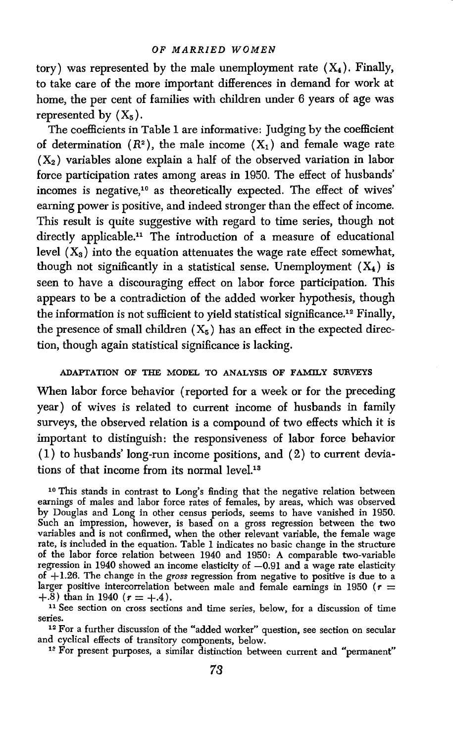tory) was represented by the male unemployment rate ($X_4$). Finally, to take care of the more important differences in demand for work at home, the per cent of families with children under 6 years of age was represented by ($X_5$).

The coefficients in Table 1 are informative: Judging by the coefficient of determination ($R^2$), the male income ($X_1$) and female wage rate ($X_2$) variables alone explain a half of the observed variation in labor force participation rates among areas in 1950. The effect of husbands' incomes is negative,[10] as theoretically expected. The effect of wives' earning power is positive, and indeed stronger than the effect of income. This result is quite suggestive with regard to time series, though not directly applicable.[11] The introduction of a measure of educational level ($X_3$) into the equation attenuates the wage rate effect somewhat, though not significantly in a statistical sense. Unemployment ($X_4$) is seen to have a discouraging effect on labor force participation. This appears to be a contradiction of the added worker hypothesis, though the information is not sufficient to yield statistical significance.[12] Finally, the presence of small children ($X_5$) has an effect in the expected direction, though again statistical significance is lacking.

## ADAPTATION OF THE MODEL TO ANALYSIS OF FAMILY SURVEYS

When labor force behavior (reported for a week or for the preceding year) of wives is related to current income of husbands in family surveys, the observed relation is a compound of two effects which it is important to distinguish: the responsiveness of labor force behavior (1) to husbands' long-run income positions, and (2) to current deviations of that income from its normal level.[13]

[10] This stands in contrast to Long's finding that the negative relation between earnings of males and labor force rates of females, by areas, which was observed by Douglas and Long in other census periods, seems to have vanished in 1950. Such an impression, however, is based on a gross regression between the two variables and is not confirmed, when the other relevant variable, the female wage rate, is included in the equation. Table 1 indicates no basic change in the structure of the labor force relation between 1940 and 1950: A comparable two-variable regression in 1940 showed an income elasticity of $-0.91$ and a wage rate elasticity of $+1.26$. The change in the *gross* regression from negative to positive is due to a larger positive intercorrelation between male and female earnings in 1950 ($r = +.8$) than in 1940 ($r = +.4$).

[11] See section on cross sections and time series, below, for a discussion of time series.

[12] For a further discussion of the "added worker" question, see section on secular and cyclical effects of transitory components, below.

[13] For present purposes, a similar distinction between current and "permanent"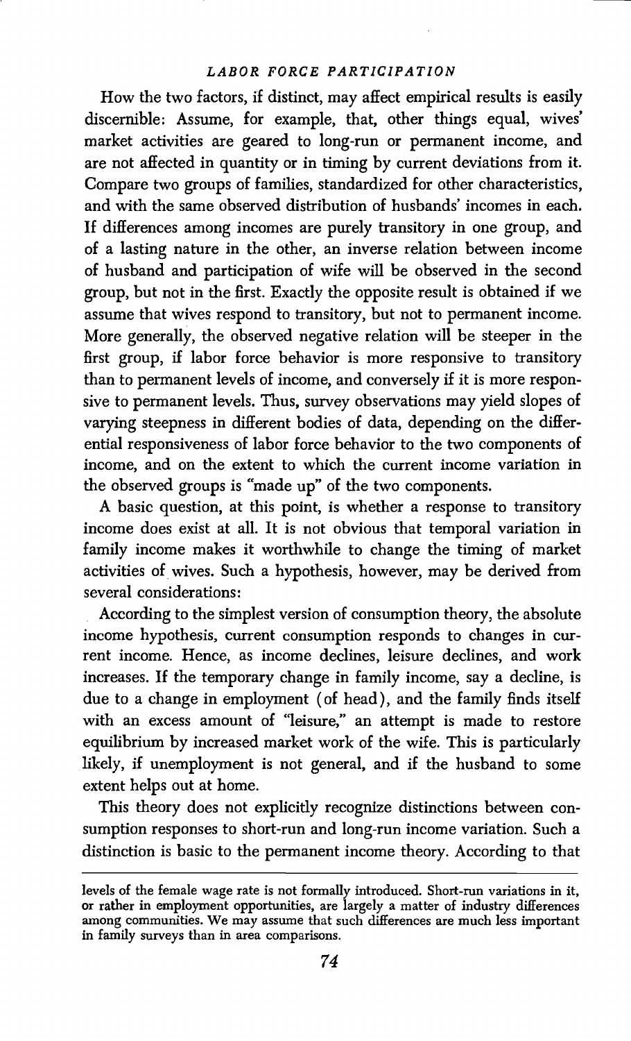How the two factors, if distinct, may affect empirical results is easily discernible: Assume, for example, that, other things equal, wives' market activities are geared to long-run or permanent income, and are not affected in quantity or in timing by current deviations from it. Compare two groups of families, standardized for other characteristics, and with the same observed distribution of husbands' incomes in each. If differences among incomes are purely transitory in one group, and of a lasting nature in the other, an inverse relation between income of husband and participation of wife will be observed in the second group, but not in the first. Exactly the opposite result is obtained if we assume that wives respond to transitory, but not to permanent income. More generally, the observed negative relation will be steeper in the first group, if labor force behavior is more responsive to transitory than to permanent levels of income, and conversely if it is more responsive to permanent levels. Thus, survey observations may yield slopes of varying steepness in different bodies of data, depending on the differential responsiveness of labor force behavior to the two components of income, and on the extent to which the current income variation in the observed groups is "made up" of the two components.

A basic question, at this point, is whether a response to transitory income does exist at all. It is not obvious that temporal variation in family income makes it worthwhile to change the timing of market activities of wives. Such a hypothesis, however, may be derived from several considerations:

According to the simplest version of consumption theory, the absolute income hypothesis, current consumption responds to changes in current income. Hence, as income declines, leisure declines, and work increases. If the temporary change in family income, say a decline, is due to a change in employment (of head), and the family finds itself with an excess amount of "leisure," an attempt is made to restore equilibrium by increased market work of the wife. This is particularly likely, if unemployment is not general, and if the husband to some extent helps out at home.

This theory does not explicitly recognize distinctions between consumption responses to short-run and long-run income variation. Such a distinction is basic to the permanent income theory. According to that

levels of the female wage rate is not formally introduced. Short-run variations in it, or rather in employment opportunities, are largely a matter of industry differences among communities. We may assume that such differences are much less important in family surveys than in area comparisons.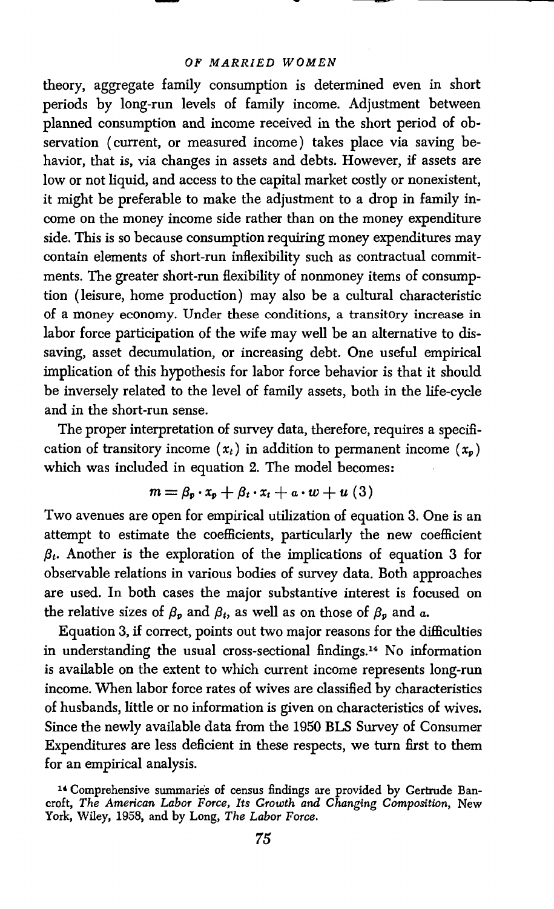theory, aggregate family consumption is determined even in short periods by long-run levels of family income. Adjustment between planned consumption and income received in the short period of observation (current, or measured income) takes place via saving behavior, that is, via changes in assets and debts. However, if assets are low or not liquid, and access to the capital market costly or nonexistent, it might be preferable to make the adjustment to a drop in family income on the money income side rather than on the money expenditure side. This is so because consumption requiring money expenditures may contain elements of short-run inflexibility such as contractual commitments. The greater short-run flexibility of nonmoney items of consumption (leisure, home production) may also be a cultural characteristic of a money economy. Under these conditions, a transitory increase in labor force participation of the wife may well be an alternative to dissaving, asset decumulation, or increasing debt. One useful empirical implication of this hypothesis for labor force behavior is that it should be inversely related to the level of family assets, both in the life-cycle and in the short-run sense.

The proper interpretation of survey data, therefore, requires a specification of transitory income ($x_t$) in addition to permanent income ($x_p$) which was included in equation 2. The model becomes:

$$m = \beta_p \cdot x_p + \beta_t \cdot x_t + a \cdot w + u \quad (3)$$

Two avenues are open for empirical utilization of equation 3. One is an attempt to estimate the coefficients, particularly the new coefficient $\beta_t$. Another is the exploration of the implications of equation 3 for observable relations in various bodies of survey data. Both approaches are used. In both cases the major substantive interest is focused on the relative sizes of $\beta_p$ and $\beta_t$, as well as on those of $\beta_p$ and $a$.

Equation 3, if correct, points out two major reasons for the difficulties in understanding the usual cross-sectional findings.[14] No information is available on the extent to which current income represents long-run income. When labor force rates of wives are classified by characteristics of husbands, little or no information is given on characteristics of wives. Since the newly available data from the 1950 BLS Survey of Consumer Expenditures are less deficient in these respects, we turn first to them for an empirical analysis.

[14] Comprehensive summaries of census findings are provided by Gertrude Bancroft, *The American Labor Force, Its Growth and Changing Composition*, New York, Wiley, 1958, and by Long, *The Labor Force*.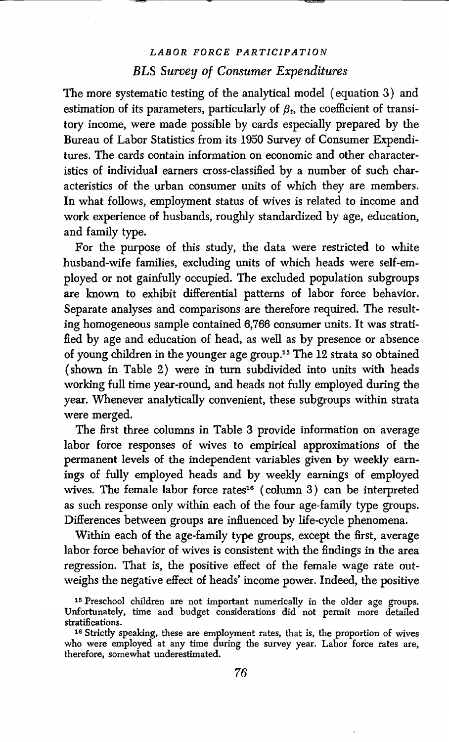*LABOR FORCE PARTICIPATION*

## *BLS Survey of Consumer Expenditures*

The more systematic testing of the analytical model (equation 3) and estimation of its parameters, particularly of $\beta_t$, the coefficient of transitory income, were made possible by cards especially prepared by the Bureau of Labor Statistics from its 1950 Survey of Consumer Expenditures. The cards contain information on economic and other characteristics of individual earners cross-classified by a number of such characteristics of the urban consumer units of which they are members. In what follows, employment status of wives is related to income and work experience of husbands, roughly standardized by age, education, and family type.

For the purpose of this study, the data were restricted to white husband-wife families, excluding units of which heads were self-employed or not gainfully occupied. The excluded population subgroups are known to exhibit differential patterns of labor force behavior. Separate analyses and comparisons are therefore required. The resulting homogeneous sample contained 6,766 consumer units. It was stratified by age and education of head, as well as by presence or absence of young children in the younger age group.[15] The 12 strata so obtained (shown in Table 2) were in turn subdivided into units with heads working full time year-round, and heads not fully employed during the year. Whenever analytically convenient, these subgroups within strata were merged.

The first three columns in Table 3 provide information on average labor force responses of wives to empirical approximations of the permanent levels of the independent variables given by weekly earnings of fully employed heads and by weekly earnings of employed wives. The female labor force rates[16] (column 3) can be interpreted as such response only within each of the four age-family type groups. Differences between groups are influenced by life-cycle phenomena.

Within each of the age-family type groups, except the first, average labor force behavior of wives is consistent with the findings in the area regression. That is, the positive effect of the female wage rate outweighs the negative effect of heads' income power. Indeed, the positive

[15] Preschool children are not important numerically in the older age groups. Unfortunately, time and budget considerations did not permit more detailed stratifications.

[16] Strictly speaking, these are employment rates, that is, the proportion of wives who were employed at any time during the survey year. Labor force rates are, therefore, somewhat underestimated.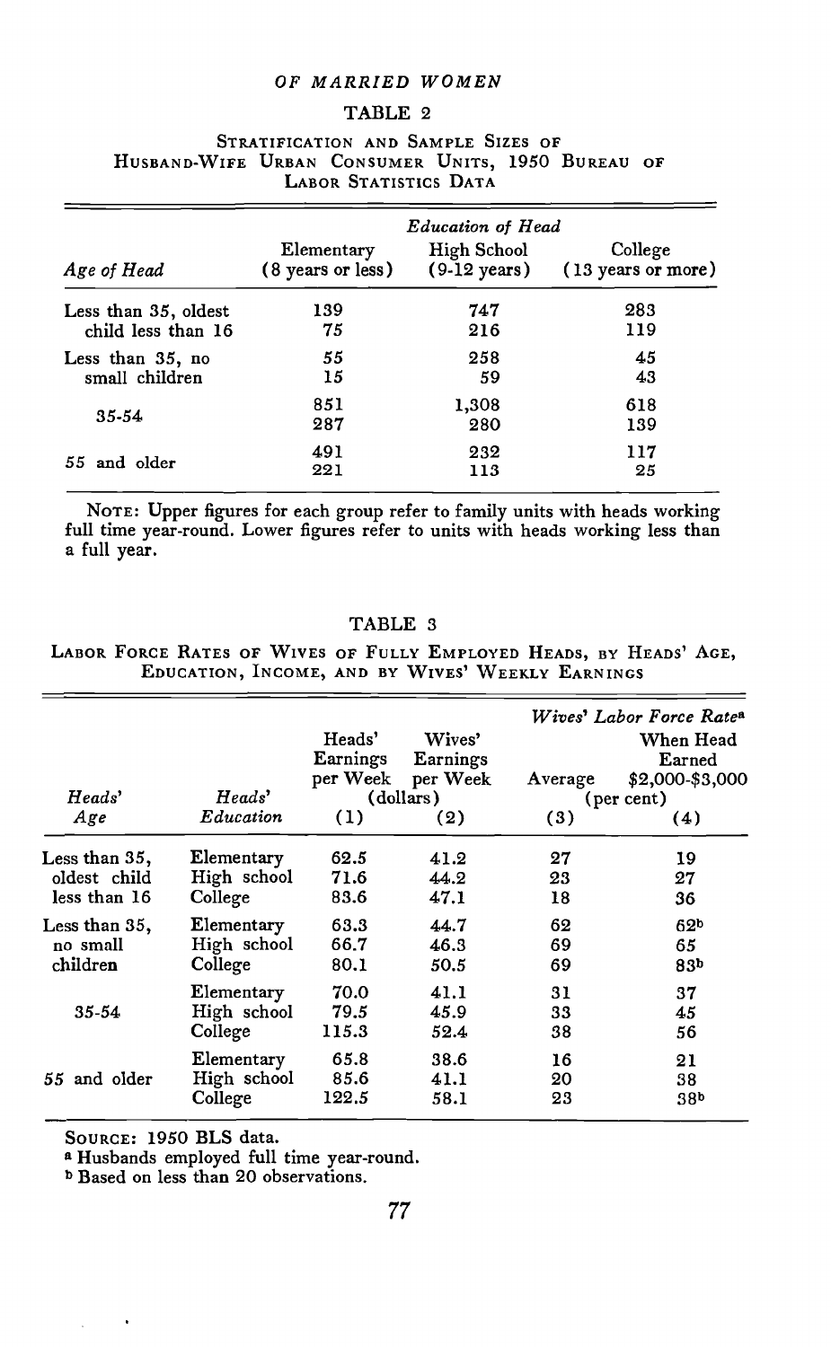TABLE 2

STRATIFICATION AND SAMPLE SIZES OF HUSBAND-WIFE URBAN CONSUMER UNITS, 1950 BUREAU OF LABOR STATISTICS DATA

| | *Education of Head* | | |
|---|---|---|---|
| *Age of Head* | Elementary (8 years or less) | High School (9-12 years) | College (13 years or more) |
| Less than 35, oldest child less than 16 | 139 | 747 | 283 |
| | 75 | 216 | 119 |
| Less than 35, no small children | 55 | 258 | 45 |
| | 15 | 59 | 43 |
| 35-54 | 851 | 1,308 | 618 |
| | 287 | 280 | 139 |
| 55 and older | 491 | 232 | 117 |
| | 221 | 113 | 25 |

NOTE: Upper figures for each group refer to family units with heads working full time year-round. Lower figures refer to units with heads working less than a full year.

TABLE 3

LABOR FORCE RATES OF WIVES OF FULLY EMPLOYED HEADS, BY HEADS' AGE, EDUCATION, INCOME, AND BY WIVES' WEEKLY EARNINGS

| | | Heads' Earnings per Week (dollars) | Wives' Earnings per Week (dollars) | *Wives' Labor Force Rate*[a] Average (per cent) | When Head Earned \$2,000-\$3,000 (per cent) |
|---|---|---|---|---|---|
| *Heads' Age* | *Heads' Education* | (1) | (2) | (3) | (4) |
| Less than 35, oldest child less than 16 | Elementary | 62.5 | 41.2 | 27 | 19 |
| | High school | 71.6 | 44.2 | 23 | 27 |
| | College | 83.6 | 47.1 | 18 | 36 |
| Less than 35, no small children | Elementary | 63.3 | 44.7 | 62 | 62[b] |
| | High school | 66.7 | 46.3 | 69 | 65 |
| | College | 80.1 | 50.5 | 69 | 83[b] |
| 35-54 | Elementary | 70.0 | 41.1 | 31 | 37 |
| | High school | 79.5 | 45.9 | 33 | 45 |
| | College | 115.3 | 52.4 | 38 | 56 |
| 55 and older | Elementary | 65.8 | 38.6 | 16 | 21 |
| | High school | 85.6 | 41.1 | 20 | 38 |
| | College | 122.5 | 58.1 | 23 | 38[b] |

SOURCE: 1950 BLS data.

[a] Husbands employed full time year-round.

[b] Based on less than 20 observations.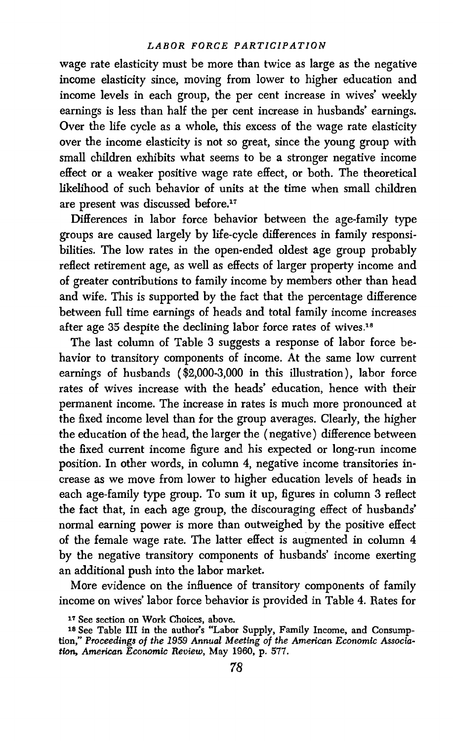wage rate elasticity must be more than twice as large as the negative income elasticity since, moving from lower to higher education and income levels in each group, the per cent increase in wives' weekly earnings is less than half the per cent increase in husbands' earnings. Over the life cycle as a whole, this excess of the wage rate elasticity over the income elasticity is not so great, since the young group with small children exhibits what seems to be a stronger negative income effect or a weaker positive wage rate effect, or both. The theoretical likelihood of such behavior of units at the time when small children are present was discussed before.[17]

Differences in labor force behavior between the age-family type groups are caused largely by life-cycle differences in family responsibilities. The low rates in the open-ended oldest age group probably reflect retirement age, as well as effects of larger property income and of greater contributions to family income by members other than head and wife. This is supported by the fact that the percentage difference between full time earnings of heads and total family income increases after age 35 despite the declining labor force rates of wives.[18]

The last column of Table 3 suggests a response of labor force behavior to transitory components of income. At the same low current earnings of husbands ($2,000-3,000 in this illustration), labor force rates of wives increase with the heads' education, hence with their permanent income. The increase in rates is much more pronounced at the fixed income level than for the group averages. Clearly, the higher the education of the head, the larger the (negative) difference between the fixed current income figure and his expected or long-run income position. In other words, in column 4, negative income transitories increase as we move from lower to higher education levels of heads in each age-family type group. To sum it up, figures in column 3 reflect the fact that, in each age group, the discouraging effect of husbands' normal earning power is more than outweighed by the positive effect of the female wage rate. The latter effect is augmented in column 4 by the negative transitory components of husbands' income exerting an additional push into the labor market.

More evidence on the influence of transitory components of family income on wives' labor force behavior is provided in Table 4. Rates for

[17] See section on Work Choices, above.

[18] See Table III in the author's "Labor Supply, Family Income, and Consumption," *Proceedings of the 1959 Annual Meeting of the American Economic Association, American Economic Review*, May 1960, p. 577.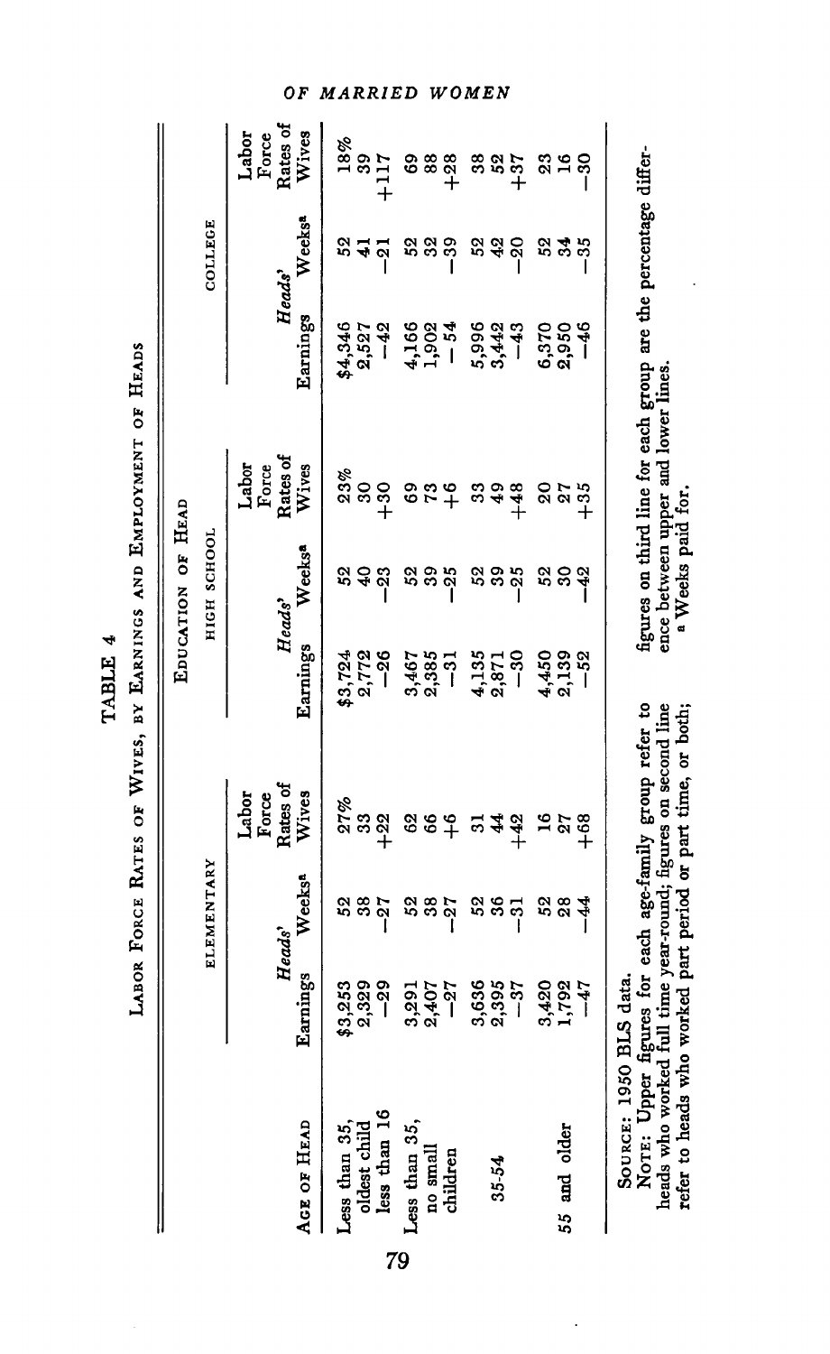# TABLE 4

## Labor Force Rates of Wives, by Earnings and Employment of Heads

| Age of Head | Education of Head | | | | | | | | |
|---|---|---|---|---|---|---|---|---|---|
| | Elementary | | | High School | | | College | | |
| | *Heads'* Earnings | *Heads'* Weeks[a] | Labor Force Rates of Wives | *Heads'* Earnings | *Heads'* Weeks[a] | Labor Force Rates of Wives | *Heads'* Earnings | *Heads'* Weeks[a] | Labor Force Rates of Wives |
| Less than 35, oldest child less than 16 | $3,253 | 52 | 27% | $3,724 | 52 | 23% | $4,346 | 52 | 18% |
| | 2,329 | 38 | 33 | 2,772 | 40 | 30 | 2,527 | 41 | 39 |
| | −29 | −27 | +22 | −26 | −23 | +30 | −42 | −21 | +117 |
| Less than 35, no small children | 3,291 | 52 | 62 | 3,467 | 52 | 69 | 4,166 | 52 | 69 |
| | 2,407 | 38 | 66 | 2,385 | 39 | 73 | 1,902 | 32 | 88 |
| | −27 | −27 | +6 | −31 | −25 | +6 | −54 | −39 | +28 |
| 35-54 | 3,636 | 52 | 31 | 4,135 | 52 | 33 | 5,996 | 52 | 38 |
| | 2,395 | 36 | 44 | 2,871 | 39 | 49 | 3,442 | 42 | 52 |
| | −37 | −31 | +42 | −30 | −25 | +48 | −43 | −20 | +37 |
| 55 and older | 3,420 | 52 | 16 | 4,450 | 52 | 20 | 6,370 | 52 | 23 |
| | 1,792 | 28 | 27 | 2,139 | 30 | 27 | 2,950 | 34 | 16 |
| | −47 | −44 | +68 | −52 | −42 | +35 | −46 | −35 | −30 |

Source: 1950 BLS data.

Note: Upper figures for each age-family group refer to heads who worked full time year-round; figures on second line refer to heads who worked part period or part time, or both; figures on third line for each group are the percentage difference between upper and lower lines.

[a] Weeks paid for.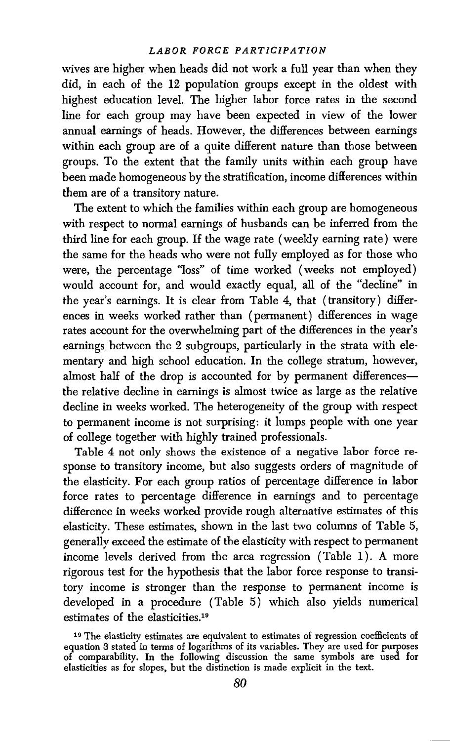wives are higher when heads did not work a full year than when they did, in each of the 12 population groups except in the oldest with highest education level. The higher labor force rates in the second line for each group may have been expected in view of the lower annual earnings of heads. However, the differences between earnings within each group are of a quite different nature than those between groups. To the extent that the family units within each group have been made homogeneous by the stratification, income differences within them are of a transitory nature.

The extent to which the families within each group are homogeneous with respect to normal earnings of husbands can be inferred from the third line for each group. If the wage rate (weekly earning rate) were the same for the heads who were not fully employed as for those who were, the percentage "loss" of time worked (weeks not employed) would account for, and would exactly equal, all of the "decline" in the year's earnings. It is clear from Table 4, that (transitory) differences in weeks worked rather than (permanent) differences in wage rates account for the overwhelming part of the differences in the year's earnings between the 2 subgroups, particularly in the strata with elementary and high school education. In the college stratum, however, almost half of the drop is accounted for by permanent differences—the relative decline in earnings is almost twice as large as the relative decline in weeks worked. The heterogeneity of the group with respect to permanent income is not surprising: it lumps people with one year of college together with highly trained professionals.

Table 4 not only shows the existence of a negative labor force response to transitory income, but also suggests orders of magnitude of the elasticity. For each group ratios of percentage difference in labor force rates to percentage difference in earnings and to percentage difference in weeks worked provide rough alternative estimates of this elasticity. These estimates, shown in the last two columns of Table 5, generally exceed the estimate of the elasticity with respect to permanent income levels derived from the area regression (Table 1). A more rigorous test for the hypothesis that the labor force response to transitory income is stronger than the response to permanent income is developed in a procedure (Table 5) which also yields numerical estimates of the elasticities.[19]

[19] The elasticity estimates are equivalent to estimates of regression coefficients of equation 3 stated in terms of logarithms of its variables. They are used for purposes of comparability. In the following discussion the same symbols are used for elasticities as for slopes, but the distinction is made explicit in the text.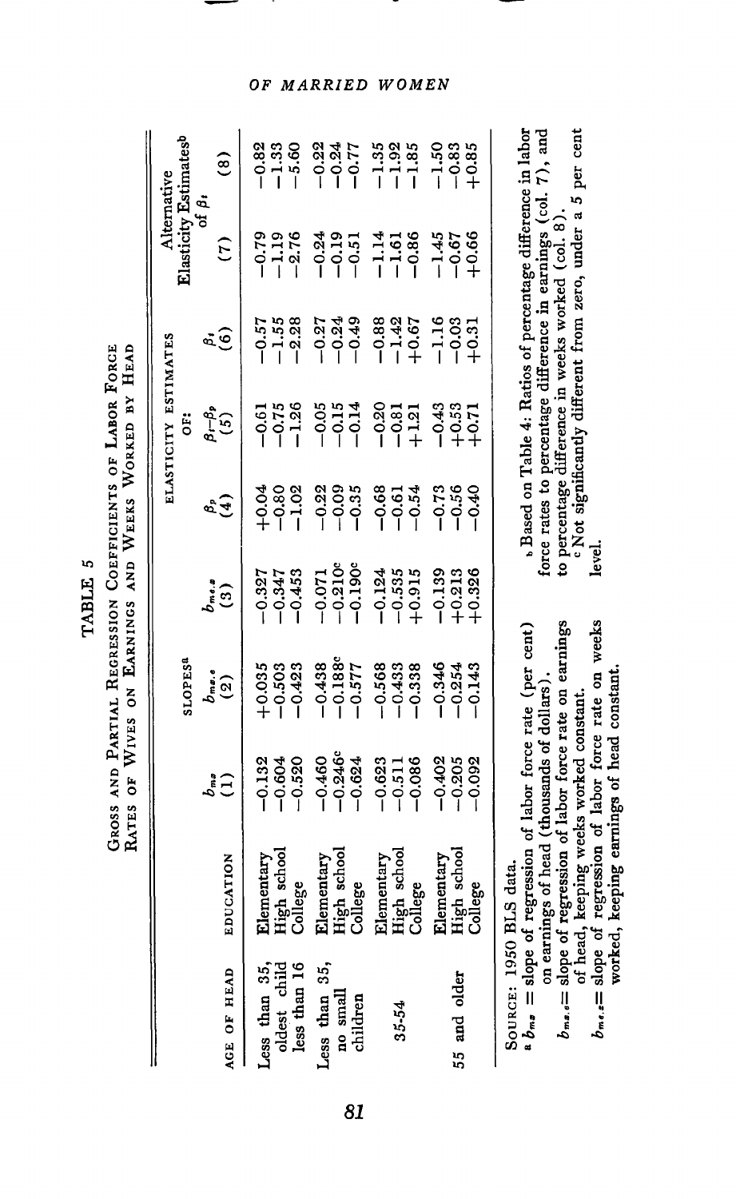# TABLE 5

Gross and Partial Regression Coefficients of Labor Force Rates of Wives on Earnings and Weeks Worked by Head

| Age of Head | Education | Slopes[a] $b_{mz}$ (1) | $b_{mz.e}$ (2) | $b_{me.z}$ (3) | Elasticity Estimates of: $\beta_p$ (4) | $\beta_t - \beta_p$ (5) | $\beta_t$ (6) | Alternative Elasticity Estimates[b] of $\beta_t$ (7) | (8) |
|---|---|---|---|---|---|---|---|---|---|
| Less than 35, oldest child less than 16 | Elementary | −0.132 | +0.035 | −0.327 | +0.04 | −0.61 | −0.57 | −0.79 | −0.82 |
| | High school | −0.604 | −0.503 | −0.347 | −0.80 | −0.75 | −1.55 | −1.19 | −1.33 |
| | College | −0.520 | −0.423 | −0.453 | −1.02 | −1.26 | −2.28 | −2.76 | −5.60 |
| Less than 35, no small children | Elementary | −0.460 | −0.438 | −0.071 | −0.22 | −0.05 | −0.27 | −0.24 | −0.22 |
| | High school | −0.246[c] | −0.188[c] | −0.210[c] | −0.09 | −0.15 | −0.24 | −0.19 | −0.24 |
| | College | −0.624 | −0.577 | −0.190[c] | −0.35 | −0.14 | −0.49 | −0.51 | −0.77 |
| 35-54 | Elementary | −0.623 | −0.568 | −0.124 | −0.68 | −0.20 | −0.88 | −1.14 | −1.35 |
| | High school | −0.511 | −0.433 | −0.535 | −0.61 | −0.81 | −1.42 | −1.61 | −1.92 |
| | College | −0.086 | −0.338 | +0.915 | −0.54 | +1.21 | +0.67 | −0.86 | −1.85 |
| 55 and older | Elementary | −0.402 | −0.346 | −0.139 | −0.73 | −0.43 | −1.16 | −1.45 | −1.50 |
| | High school | −0.205 | −0.254 | +0.213 | −0.56 | +0.53 | −0.03 | −0.67 | −0.83 |
| | College | −0.092 | −0.143 | +0.326 | −0.40 | +0.71 | +0.31 | +0.66 | +0.85 |

Source: 1950 BLS data.

[a] $b_{mz}$ = slope of regression of labor force rate (per cent) on earnings of head (thousands of dollars).
$b_{mz.e}$ = slope of regression of labor force rate on earnings of head, keeping weeks worked constant.
$b_{me.z}$ = slope of regression of labor force rate on weeks worked, keeping earnings of head constant.

[b] Based on Table 4: Ratios of percentage difference in labor force rates to percentage difference in earnings (col. 7), and to percentage difference in weeks worked (col. 8).

[c] Not significantly different from zero, under a 5 per cent level.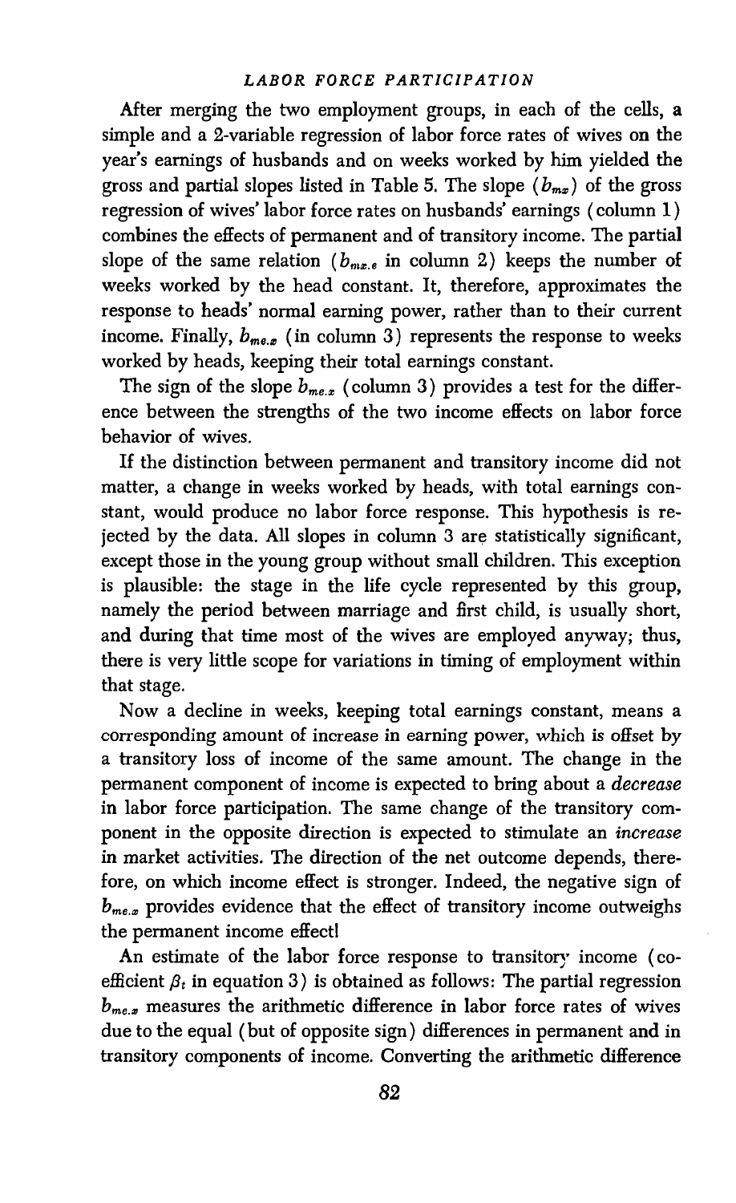After merging the two employment groups, in each of the cells, a simple and a 2-variable regression of labor force rates of wives on the year's earnings of husbands and on weeks worked by him yielded the gross and partial slopes listed in Table 5. The slope ($b_{mx}$) of the gross regression of wives' labor force rates on husbands' earnings (column 1) combines the effects of permanent and of transitory income. The partial slope of the same relation ($b_{mx.e}$ in column 2) keeps the number of weeks worked by the head constant. It, therefore, approximates the response to heads' normal earning power, rather than to their current income. Finally, $b_{me.x}$ (in column 3) represents the response to weeks worked by heads, keeping their total earnings constant.

The sign of the slope $b_{me.x}$ (column 3) provides a test for the difference between the strengths of the two income effects on labor force behavior of wives.

If the distinction between permanent and transitory income did not matter, a change in weeks worked by heads, with total earnings constant, would produce no labor force response. This hypothesis is rejected by the data. All slopes in column 3 are statistically significant, except those in the young group without small children. This exception is plausible: the stage in the life cycle represented by this group, namely the period between marriage and first child, is usually short, and during that time most of the wives are employed anyway; thus, there is very little scope for variations in timing of employment within that stage.

Now a decline in weeks, keeping total earnings constant, means a corresponding amount of increase in earning power, which is offset by a transitory loss of income of the same amount. The change in the permanent component of income is expected to bring about a *decrease* in labor force participation. The same change of the transitory component in the opposite direction is expected to stimulate an *increase* in market activities. The direction of the net outcome depends, therefore, on which income effect is stronger. Indeed, the negative sign of $b_{me.x}$ provides evidence that the effect of transitory income outweighs the permanent income effect!

An estimate of the labor force response to transitory income (coefficient $\beta_t$ in equation 3) is obtained as follows: The partial regression $b_{me.x}$ measures the arithmetic difference in labor force rates of wives due to the equal (but of opposite sign) differences in permanent and in transitory components of income. Converting the arithmetic difference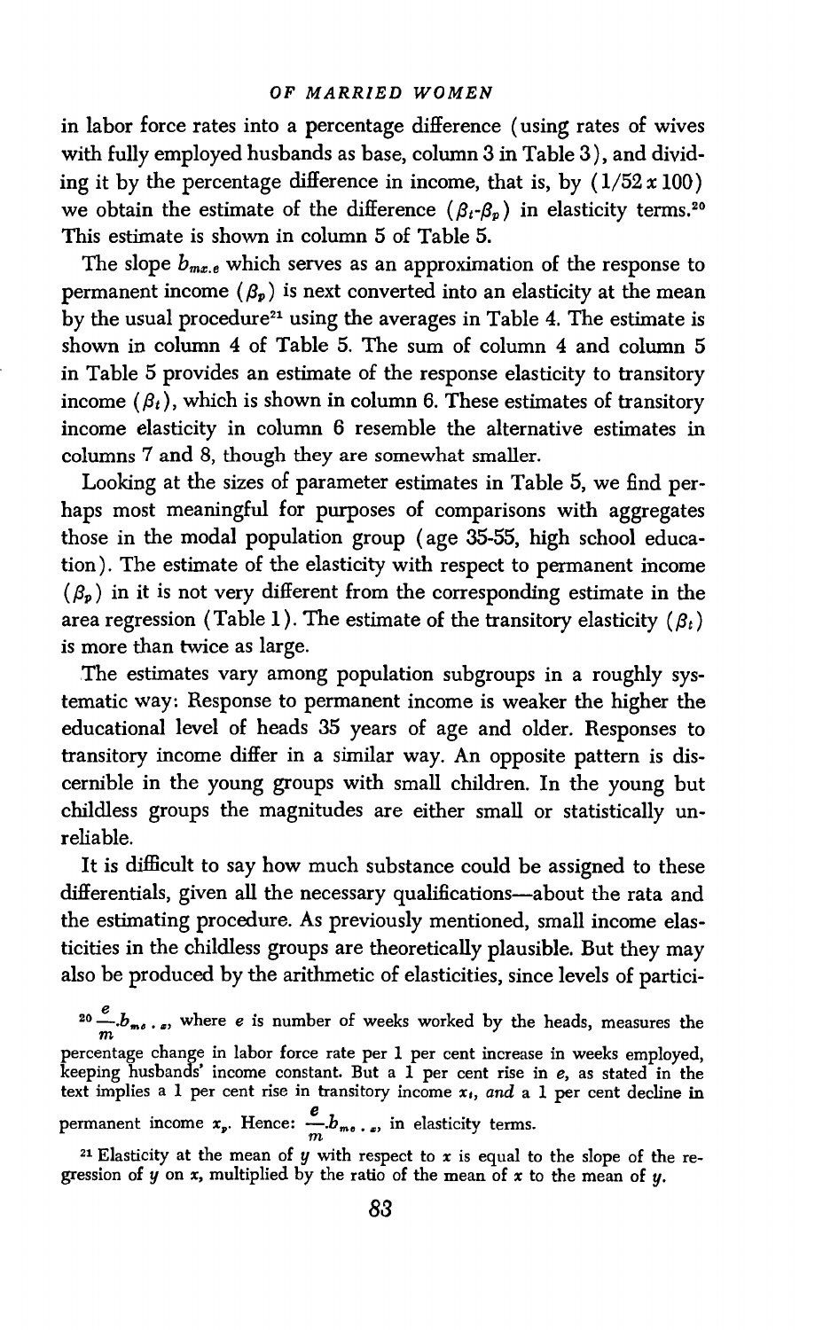in labor force rates into a percentage difference (using rates of wives with fully employed husbands as base, column 3 in Table 3), and dividing it by the percentage difference in income, that is, by $(1/52 \times 100)$ we obtain the estimate of the difference $(\beta_t\text{-}\beta_p)$ in elasticity terms.[20] This estimate is shown in column 5 of Table 5.

The slope $b_{mx.e}$ which serves as an approximation of the response to permanent income $(\beta_p)$ is next converted into an elasticity at the mean by the usual procedure[21] using the averages in Table 4. The estimate is shown in column 4 of Table 5. The sum of column 4 and column 5 in Table 5 provides an estimate of the response elasticity to transitory income $(\beta_t)$, which is shown in column 6. These estimates of transitory income elasticity in column 6 resemble the alternative estimates in columns 7 and 8, though they are somewhat smaller.

Looking at the sizes of parameter estimates in Table 5, we find perhaps most meaningful for purposes of comparisons with aggregates those in the modal population group (age 35-55, high school education). The estimate of the elasticity with respect to permanent income $(\beta_p)$ in it is not very different from the corresponding estimate in the area regression (Table 1). The estimate of the transitory elasticity $(\beta_t)$ is more than twice as large.

The estimates vary among population subgroups in a roughly systematic way: Response to permanent income is weaker the higher the educational level of heads 35 years of age and older. Responses to transitory income differ in a similar way. An opposite pattern is discernible in the young groups with small children. In the young but childless groups the magnitudes are either small or statistically unreliable.

It is difficult to say how much substance could be assigned to these differentials, given all the necessary qualifications—about the rata and the estimating procedure. As previously mentioned, small income elasticities in the childless groups are theoretically plausible. But they may also be produced by the arithmetic of elasticities, since levels of partici-

[20] $\frac{e}{m}.b_{me\,.\,x}$, where $e$ is number of weeks worked by the heads, measures the percentage change in labor force rate per 1 per cent increase in weeks employed, keeping husbands' income constant. But a 1 per cent rise in $e$, as stated in the text implies a 1 per cent rise in transitory income $x_t$, *and* a 1 per cent decline in permanent income $x_p$. Hence: $\frac{e}{m}.b_{me\,.\,x}$, in elasticity terms.

[21] Elasticity at the mean of $y$ with respect to $x$ is equal to the slope of the regression of $y$ on $x$, multiplied by the ratio of the mean of $x$ to the mean of $y$.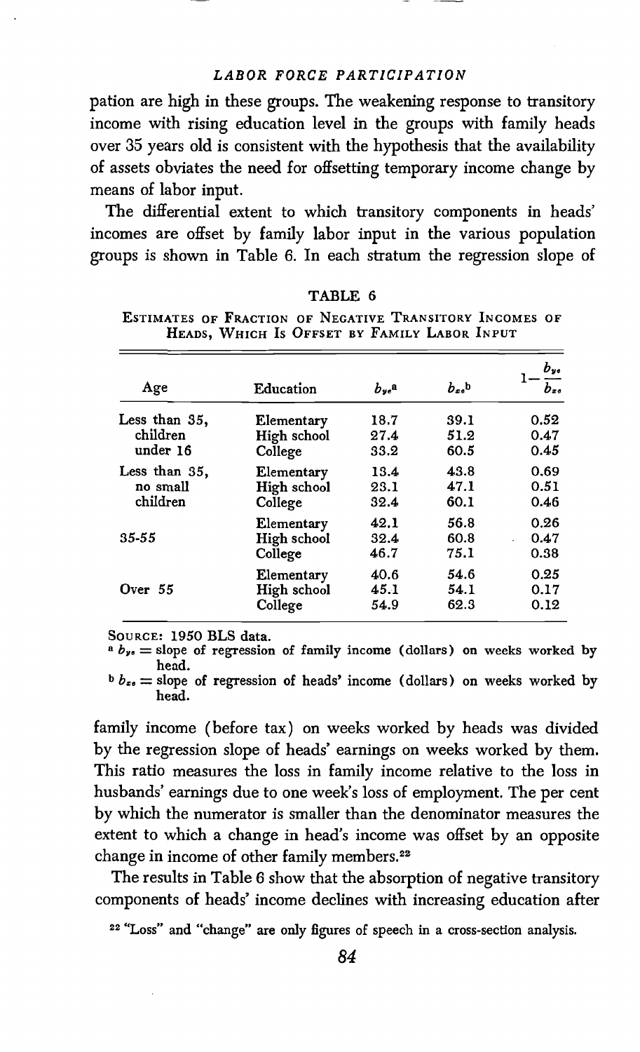pation are high in these groups. The weakening response to transitory income with rising education level in the groups with family heads over 35 years old is consistent with the hypothesis that the availability of assets obviates the need for offsetting temporary income change by means of labor input.

The differential extent to which transitory components in heads' incomes are offset by family labor input in the various population groups is shown in Table 6. In each stratum the regression slope of

TABLE 6

ESTIMATES OF FRACTION OF NEGATIVE TRANSITORY INCOMES OF HEADS, WHICH IS OFFSET BY FAMILY LABOR INPUT

| Age | Education | $b_{ye}$[a] | $b_{xe}$[b] | $1-\frac{b_{ye}}{b_{xe}}$ |
|---|---|---|---|---|
| Less than 35, children under 16 | Elementary | 18.7 | 39.1 | 0.52 |
| | High school | 27.4 | 51.2 | 0.47 |
| | College | 33.2 | 60.5 | 0.45 |
| Less than 35, no small children | Elementary | 13.4 | 43.8 | 0.69 |
| | High school | 23.1 | 47.1 | 0.51 |
| | College | 32.4 | 60.1 | 0.46 |
| 35-55 | Elementary | 42.1 | 56.8 | 0.26 |
| | High school | 32.4 | 60.8 | 0.47 |
| | College | 46.7 | 75.1 | 0.38 |
| Over 55 | Elementary | 40.6 | 54.6 | 0.25 |
| | High school | 45.1 | 54.1 | 0.17 |
| | College | 54.9 | 62.3 | 0.12 |

SOURCE: 1950 BLS data.

[a] $b_{ye}$ = slope of regression of family income (dollars) on weeks worked by head.

[b] $b_{xe}$ = slope of regression of heads' income (dollars) on weeks worked by head.

family income (before tax) on weeks worked by heads was divided by the regression slope of heads' earnings on weeks worked by them. This ratio measures the loss in family income relative to the loss in husbands' earnings due to one week's loss of employment. The per cent by which the numerator is smaller than the denominator measures the extent to which a change in head's income was offset by an opposite change in income of other family members.[22]

The results in Table 6 show that the absorption of negative transitory components of heads' income declines with increasing education after

[22] "Loss" and "change" are only figures of speech in a cross-section analysis.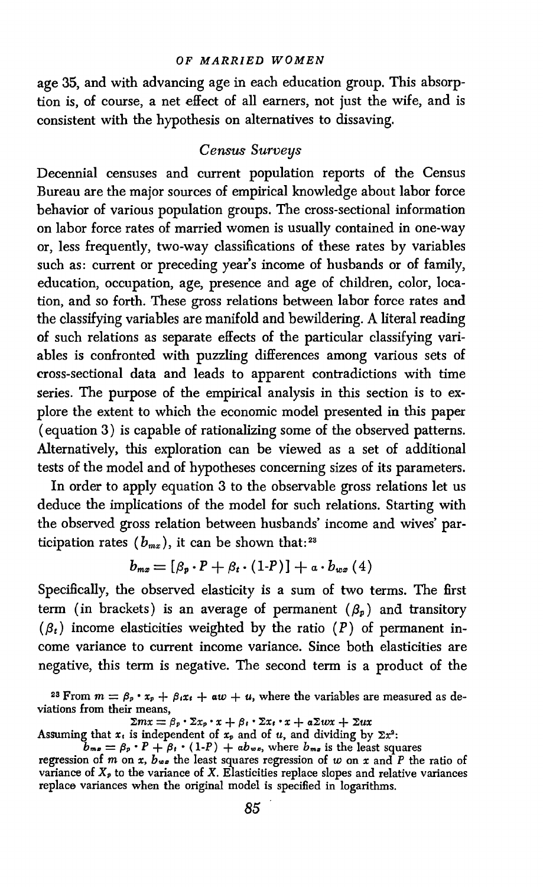age 35, and with advancing age in each education group. This absorption is, of course, a net effect of all earners, not just the wife, and is consistent with the hypothesis on alternatives to dissaving.

### *Census Surveys*

Decennial censuses and current population reports of the Census Bureau are the major sources of empirical knowledge about labor force behavior of various population groups. The cross-sectional information on labor force rates of married women is usually contained in one-way or, less frequently, two-way classifications of these rates by variables such as: current or preceding year's income of husbands or of family, education, occupation, age, presence and age of children, color, location, and so forth. These gross relations between labor force rates and the classifying variables are manifold and bewildering. A literal reading of such relations as separate effects of the particular classifying variables is confronted with puzzling differences among various sets of cross-sectional data and leads to apparent contradictions with time series. The purpose of the empirical analysis in this section is to explore the extent to which the economic model presented in this paper (equation 3) is capable of rationalizing some of the observed patterns. Alternatively, this exploration can be viewed as a set of additional tests of the model and of hypotheses concerning sizes of its parameters.

In order to apply equation 3 to the observable gross relations let us deduce the implications of the model for such relations. Starting with the observed gross relation between husbands' income and wives' participation rates ($b_{mx}$), it can be shown that:[23]

$$b_{mx} = [\beta_p \cdot P + \beta_t \cdot (1\text{-}P)] + a \cdot b_{wx} \quad (4)$$

Specifically, the observed elasticity is a sum of two terms. The first term (in brackets) is an average of permanent ($\beta_p$) and transitory ($\beta_t$) income elasticities weighted by the ratio ($P$) of permanent income variance to current income variance. Since both elasticities are negative, this term is negative. The second term is a product of the

[23] From $m = \beta_p \cdot x_p + \beta_t x_t + aw + u$, where the variables are measured as deviations from their means,

$$\Sigma mx = \beta_p \cdot \Sigma x_p \cdot x + \beta_t \cdot \Sigma x_t \cdot x + a \Sigma wx + \Sigma ux$$

Assuming that $x_t$ is independent of $x_p$ and of $u$, and dividing by $\Sigma x^2$:

$b_{mx} = \beta_p \cdot P + \beta_t \cdot (1\text{-}P) + ab_{wx}$, where $b_{mx}$ is the least squares regression of $m$ on $x$, $b_{wx}$ the least squares regression of $w$ on $x$ and $P$ the ratio of variance of $X_p$ to the variance of $X$. Elasticities replace slopes and relative variances replace variances when the original model is specified in logarithms.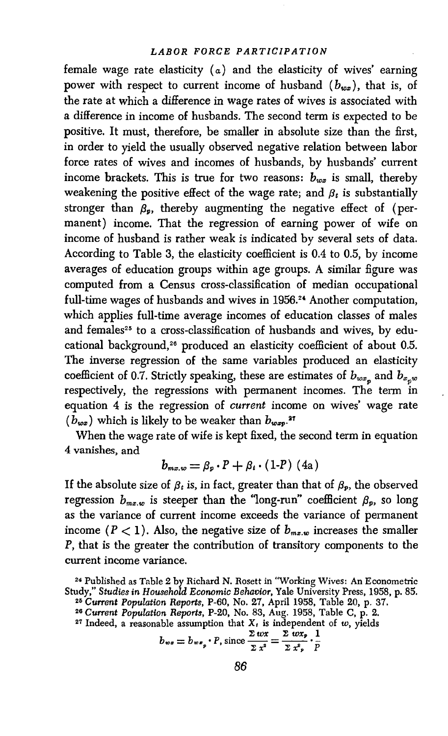female wage rate elasticity ($a$) and the elasticity of wives' earning power with respect to current income of husband ($b_{wx}$), that is, of the rate at which a difference in wage rates of wives is associated with a difference in income of husbands. The second term is expected to be positive. It must, therefore, be smaller in absolute size than the first, in order to yield the usually observed negative relation between labor force rates of wives and incomes of husbands, by husbands' current income brackets. This is true for two reasons: $b_{wx}$ is small, thereby weakening the positive effect of the wage rate; and $\beta_t$ is substantially stronger than $\beta_p$, thereby augmenting the negative effect of (permanent) income. That the regression of earning power of wife on income of husband is rather weak is indicated by several sets of data. According to Table 3, the elasticity coefficient is 0.4 to 0.5, by income averages of education groups within age groups. A similar figure was computed from a Census cross-classification of median occupational full-time wages of husbands and wives in 1956.[24] Another computation, which applies full-time average incomes of education classes of males and females[25] to a cross-classification of husbands and wives, by educational background,[26] produced an elasticity coefficient of about 0.5. The inverse regression of the same variables produced an elasticity coefficient of 0.7. Strictly speaking, these are estimates of $b_{wx_p}$ and $b_{x_pw}$ respectively, the regressions with permanent incomes. The term in equation 4 is the regression of *current* income on wives' wage rate ($b_{wx}$) which is likely to be weaker than $b_{wx_p}$.[27]

When the wage rate of wife is kept fixed, the second term in equation 4 vanishes, and

$$b_{mx.w} = \beta_p \cdot P + \beta_t \cdot (1\text{-}P) \quad (4a)$$

If the absolute size of $\beta_t$ is, in fact, greater than that of $\beta_p$, the observed regression $b_{mx.w}$ is steeper than the "long-run" coefficient $\beta_p$, so long as the variance of current income exceeds the variance of permanent income ($P < 1$). Also, the negative size of $b_{mx.w}$ increases the smaller $P$, that is the greater the contribution of transitory components to the current income variance.

[24] Published as Table 2 by Richard N. Rosett in "Working Wives: An Econometric Study," *Studies in Household Economic Behavior*, Yale University Press, 1958, p. 85.

[25] *Current Population Reports*, P-60, No. 27, April 1958, Table 20, p. 37.

[26] *Current Population Reports*, P-20, No. 83, Aug. 1958, Table C, p. 2.

[27] Indeed, a reasonable assumption that $X_t$ is independent of $w$, yields

$$b_{wx} = b_{wx_p} \cdot P, \text{ since } \frac{\Sigma wx}{\Sigma x^2} = \frac{\Sigma wx_p}{\Sigma x_p^2} \cdot \frac{1}{P}$$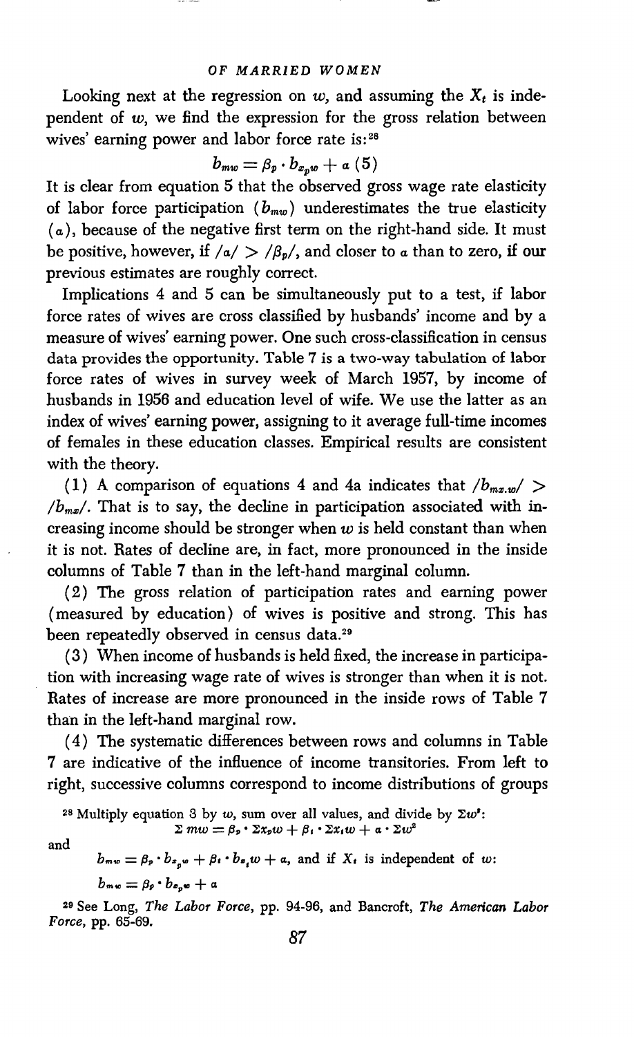Looking next at the regression on $w$, and assuming the $X_t$ is independent of $w$, we find the expression for the gross relation between wives' earning power and labor force rate is:[28]

$$b_{mw} = \beta_p \cdot b_{x_p w} + \alpha \quad (5)$$

It is clear from equation 5 that the observed gross wage rate elasticity of labor force participation ($b_{mw}$) underestimates the true elasticity ($\alpha$), because of the negative first term on the right-hand side. It must be positive, however, if $/\alpha/ > /\beta_p/$, and closer to $\alpha$ than to zero, if our previous estimates are roughly correct.

Implications 4 and 5 can be simultaneously put to a test, if labor force rates of wives are cross classified by husbands' income and by a measure of wives' earning power. One such cross-classification in census data provides the opportunity. Table 7 is a two-way tabulation of labor force rates of wives in survey week of March 1957, by income of husbands in 1956 and education level of wife. We use the latter as an index of wives' earning power, assigning to it average full-time incomes of females in these education classes. Empirical results are consistent with the theory.

(1) A comparison of equations 4 and 4a indicates that $/b_{mx.w}/ > /b_{mx}/$. That is to say, the decline in participation associated with increasing income should be stronger when $w$ is held constant than when it is not. Rates of decline are, in fact, more pronounced in the inside columns of Table 7 than in the left-hand marginal column.

(2) The gross relation of participation rates and earning power (measured by education) of wives is positive and strong. This has been repeatedly observed in census data.[29]

(3) When income of husbands is held fixed, the increase in participation with increasing wage rate of wives is stronger than when it is not. Rates of increase are more pronounced in the inside rows of Table 7 than in the left-hand marginal row.

(4) The systematic differences between rows and columns in Table 7 are indicative of the influence of income transitories. From left to right, successive columns correspond to income distributions of groups

---

[28] Multiply equation 3 by $w$, sum over all values, and divide by $\Sigma w^2$:

$$\Sigma\, mw = \beta_p \cdot \Sigma x_p w + \beta_t \cdot \Sigma x_t w + \alpha \cdot \Sigma w^2$$

and

$$b_{mw} = \beta_p \cdot b_{x_p w} + \beta_t \cdot b_{x_t w} + \alpha, \text{ and if } X_t \text{ is independent of } w\text{:}$$

$$b_{mw} = \beta_p \cdot b_{x_p w} + \alpha$$

[29] See Long, *The Labor Force*, pp. 94-96, and Bancroft, *The American Labor Force*, pp. 65-69.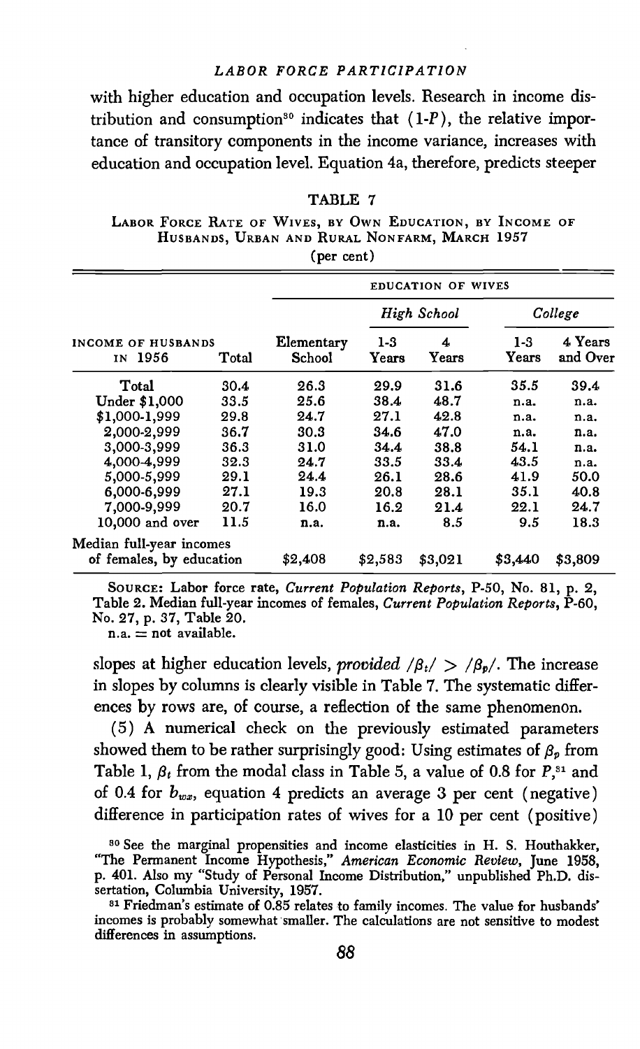with higher education and occupation levels. Research in income distribution and consumption[30] indicates that $(1\text{-}P)$, the relative importance of transitory components in the income variance, increases with education and occupation level. Equation 4a, therefore, predicts steeper

TABLE 7

LABOR FORCE RATE OF WIVES, BY OWN EDUCATION, BY INCOME OF HUSBANDS, URBAN AND RURAL NONFARM, MARCH 1957

(per cent)

| | | EDUCATION OF WIVES | | | | |
|---|---|---|---|---|---|---|
| | | | *High School* | | *College* | |
| INCOME OF HUSBANDS IN 1956 | Total | Elementary School | 1-3 Years | 4 Years | 1-3 Years | 4 Years and Over |
| Total | 30.4 | 26.3 | 29.9 | 31.6 | 35.5 | 39.4 |
| Under $1,000 | 33.5 | 25.6 | 38.4 | 48.7 | n.a. | n.a. |
| $1,000-1,999 | 29.8 | 24.7 | 27.1 | 42.8 | n.a. | n.a. |
| 2,000-2,999 | 36.7 | 30.3 | 34.6 | 47.0 | n.a. | n.a. |
| 3,000-3,999 | 36.3 | 31.0 | 34.4 | 38.8 | 54.1 | n.a. |
| 4,000-4,999 | 32.3 | 24.7 | 33.5 | 33.4 | 43.5 | n.a. |
| 5,000-5,999 | 29.1 | 24.4 | 26.1 | 28.6 | 41.9 | 50.0 |
| 6,000-6,999 | 27.1 | 19.3 | 20.8 | 28.1 | 35.1 | 40.8 |
| 7,000-9,999 | 20.7 | 16.0 | 16.2 | 21.4 | 22.1 | 24.7 |
| 10,000 and over | 11.5 | n.a. | n.a. | 8.5 | 9.5 | 18.3 |
| Median full-year incomes of females, by education | | $2,408 | $2,583 | $3,021 | $3,440 | $3,809 |

SOURCE: Labor force rate, *Current Population Reports*, P-50, No. 81, p. 2, Table 2. Median full-year incomes of females, *Current Population Reports*, P-60, No. 27, p. 37, Table 20.

n.a. = not available.

slopes at higher education levels, *provided* $|\beta_t| > |\beta_p|$. The increase in slopes by columns is clearly visible in Table 7. The systematic differences by rows are, of course, a reflection of the same phenomenon.

(5) A numerical check on the previously estimated parameters showed them to be rather surprisingly good: Using estimates of $\beta_p$ from Table 1, $\beta_t$ from the modal class in Table 5, a value of 0.8 for $P$,[31] and of 0.4 for $b_{wx}$, equation 4 predicts an average 3 per cent (negative) difference in participation rates of wives for a 10 per cent (positive)

[30] See the marginal propensities and income elasticities in H. S. Houthakker, "The Permanent Income Hypothesis," *American Economic Review*, June 1958, p. 401. Also my "Study of Personal Income Distribution," unpublished Ph.D. dissertation, Columbia University, 1957.

[31] Friedman's estimate of 0.85 relates to family incomes. The value for husbands' incomes is probably somewhat smaller. The calculations are not sensitive to modest differences in assumptions.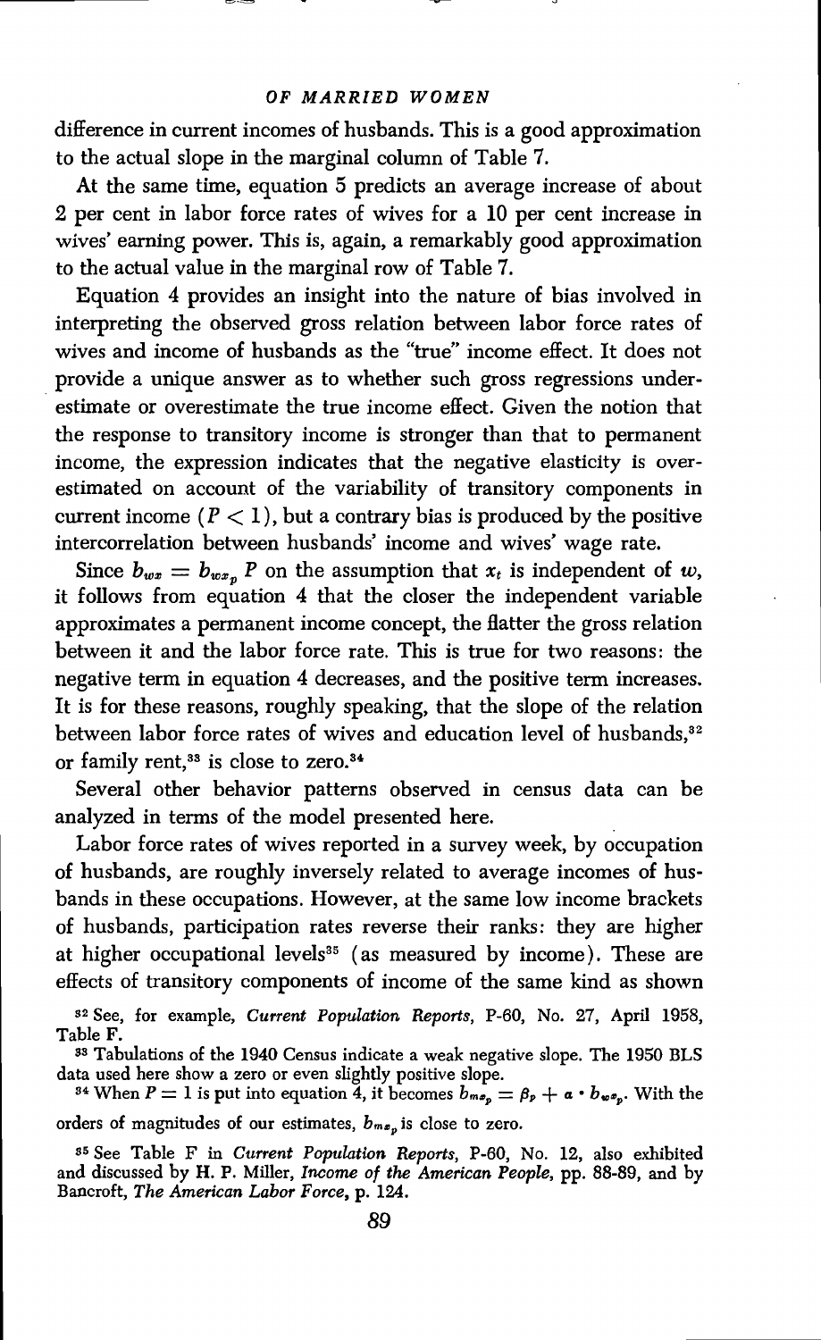difference in current incomes of husbands. This is a good approximation to the actual slope in the marginal column of Table 7.

At the same time, equation 5 predicts an average increase of about 2 per cent in labor force rates of wives for a 10 per cent increase in wives' earning power. This is, again, a remarkably good approximation to the actual value in the marginal row of Table 7.

Equation 4 provides an insight into the nature of bias involved in interpreting the observed gross relation between labor force rates of wives and income of husbands as the "true" income effect. It does not provide a unique answer as to whether such gross regressions underestimate or overestimate the true income effect. Given the notion that the response to transitory income is stronger than that to permanent income, the expression indicates that the negative elasticity is overestimated on account of the variability of transitory components in current income ($P < 1$), but a contrary bias is produced by the positive intercorrelation between husbands' income and wives' wage rate.

Since $b_{wx} = b_{wx_p} P$ on the assumption that $x_t$ is independent of $w$, it follows from equation 4 that the closer the independent variable approximates a permanent income concept, the flatter the gross relation between it and the labor force rate. This is true for two reasons: the negative term in equation 4 decreases, and the positive term increases. It is for these reasons, roughly speaking, that the slope of the relation between labor force rates of wives and education level of husbands,[32] or family rent,[33] is close to zero.[34]

Several other behavior patterns observed in census data can be analyzed in terms of the model presented here.

Labor force rates of wives reported in a survey week, by occupation of husbands, are roughly inversely related to average incomes of husbands in these occupations. However, at the same low income brackets of husbands, participation rates reverse their ranks: they are higher at higher occupational levels[35] (as measured by income). These are effects of transitory components of income of the same kind as shown

[32] See, for example, *Current Population Reports*, P-60, No. 27, April 1958, Table F.

[33] Tabulations of the 1940 Census indicate a weak negative slope. The 1950 BLS data used here show a zero or even slightly positive slope.

[34] When $P = 1$ is put into equation 4, it becomes $b_{mx_p} = \beta_p + \alpha \cdot b_{wx_p}$. With the orders of magnitudes of our estimates, $b_{mx_p}$ is close to zero.

[35] See Table F in *Current Population Reports*, P-60, No. 12, also exhibited and discussed by H. P. Miller, *Income of the American People*, pp. 88-89, and by Bancroft, *The American Labor Force*, p. 124.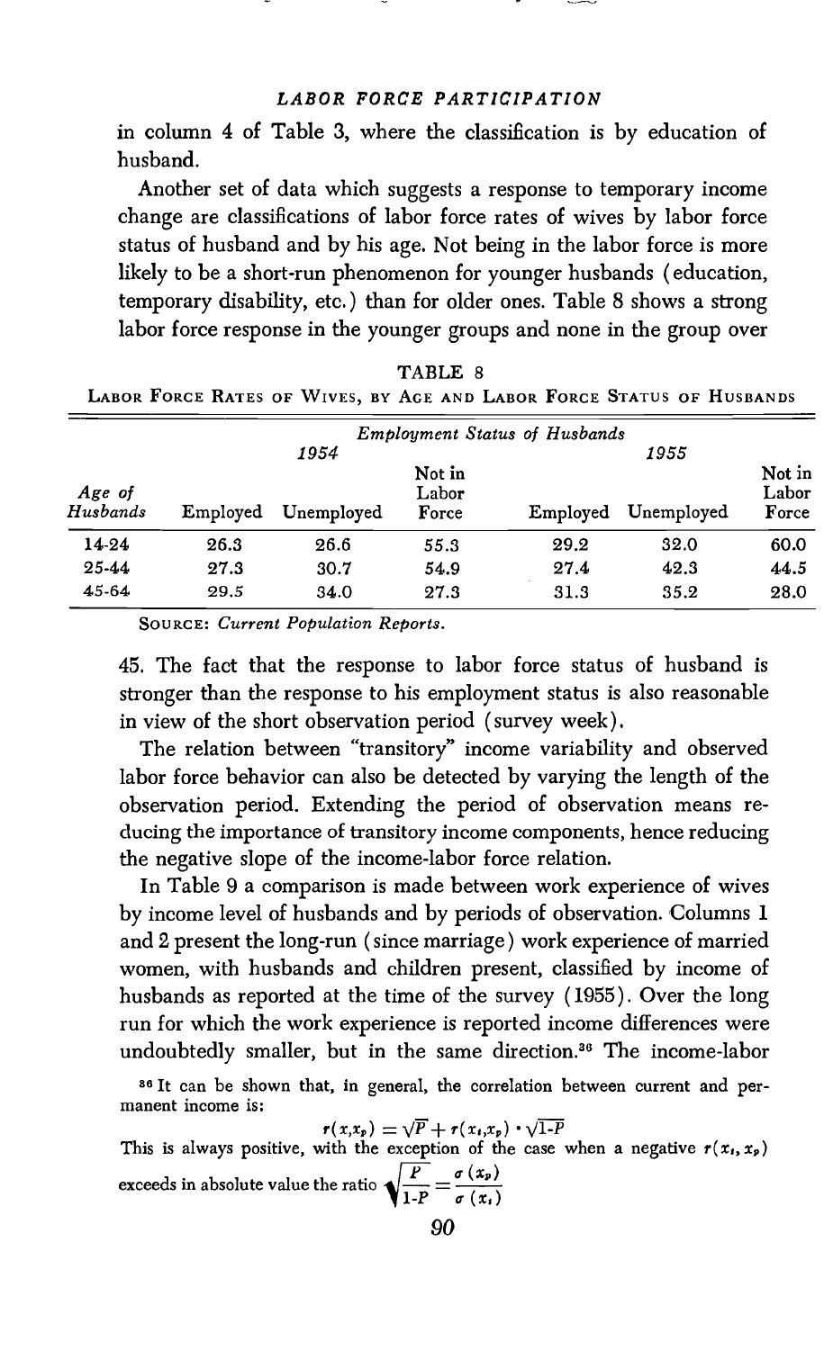in column 4 of Table 3, where the classification is by education of husband.

Another set of data which suggests a response to temporary income change are classifications of labor force rates of wives by labor force status of husband and by his age. Not being in the labor force is more likely to be a short-run phenomenon for younger husbands (education, temporary disability, etc.) than for older ones. Table 8 shows a strong labor force response in the younger groups and none in the group over

TABLE 8

LABOR FORCE RATES OF WIVES, BY AGE AND LABOR FORCE STATUS OF HUSBANDS

| | *Employment Status of Husbands* | | | | | |
|---|---|---|---|---|---|---|
| | *1954* | | | *1955* | | |
| *Age of Husbands* | Employed | Unemployed | Not in Labor Force | Employed | Unemployed | Not in Labor Force |
| 14-24 | 26.3 | 26.6 | 55.3 | 29.2 | 32.0 | 60.0 |
| 25-44 | 27.3 | 30.7 | 54.9 | 27.4 | 42.3 | 44.5 |
| 45-64 | 29.5 | 34.0 | 27.3 | 31.3 | 35.2 | 28.0 |

SOURCE: *Current Population Reports.*

45. The fact that the response to labor force status of husband is stronger than the response to his employment status is also reasonable in view of the short observation period (survey week).

The relation between "transitory" income variability and observed labor force behavior can also be detected by varying the length of the observation period. Extending the period of observation means reducing the importance of transitory income components, hence reducing the negative slope of the income-labor force relation.

In Table 9 a comparison is made between work experience of wives by income level of husbands and by periods of observation. Columns 1 and 2 present the long-run (since marriage) work experience of married women, with husbands and children present, classified by income of husbands as reported at the time of the survey (1955). Over the long run for which the work experience is reported income differences were undoubtedly smaller, but in the same direction.[36] The income-labor

[36] It can be shown that, in general, the correlation between current and permanent income is:

$$r(x,x_p) = \sqrt{P} + r(x_t,x_p) \cdot \sqrt{1-P}$$

This is always positive, with the exception of the case when a negative $r(x_t, x_p)$ exceeds in absolute value the ratio $\sqrt{\frac{P}{1-P}} = \frac{\sigma(x_p)}{\sigma(x_t)}$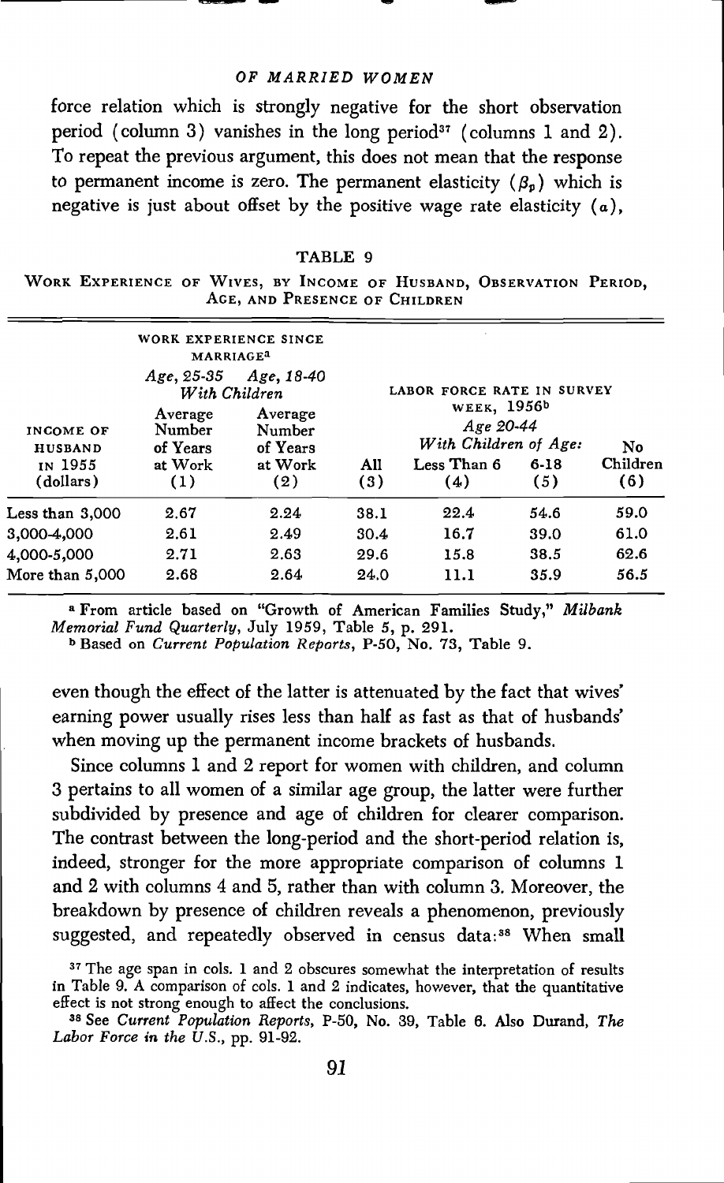force relation which is strongly negative for the short observation period (column 3) vanishes in the long period[37] (columns 1 and 2). To repeat the previous argument, this does not mean that the response to permanent income is zero. The permanent elasticity ($\beta_p$) which is negative is just about offset by the positive wage rate elasticity ($\alpha$),

TABLE 9

WORK EXPERIENCE OF WIVES, BY INCOME OF HUSBAND, OBSERVATION PERIOD, AGE, AND PRESENCE OF CHILDREN

| | WORK EXPERIENCE SINCE MARRIAGE[a] | | LABOR FORCE RATE IN SURVEY WEEK, 1956[b] | | | |
|---|---|---|---|---|---|---|
| | Age, 25-35 With Children | Age, 18-40 With Children | Age 20-44 | | | |
| | | | | With Children of Age: | | |
| INCOME OF HUSBAND IN 1955 (dollars) | Average Number of Years at Work (1) | Average Number of Years at Work (2) | All (3) | Less Than 6 (4) | 6-18 (5) | No Children (6) |
| Less than 3,000 | 2.67 | 2.24 | 38.1 | 22.4 | 54.6 | 59.0 |
| 3,000-4,000 | 2.61 | 2.49 | 30.4 | 16.7 | 39.0 | 61.0 |
| 4,000-5,000 | 2.71 | 2.63 | 29.6 | 15.8 | 38.5 | 62.6 |
| More than 5,000 | 2.68 | 2.64 | 24.0 | 11.1 | 35.9 | 56.5 |

[a] From article based on "Growth of American Families Study," *Milbank Memorial Fund Quarterly*, July 1959, Table 5, p. 291.

[b] Based on *Current Population Reports*, P-50, No. 73, Table 9.

even though the effect of the latter is attenuated by the fact that wives' earning power usually rises less than half as fast as that of husbands' when moving up the permanent income brackets of husbands.

Since columns 1 and 2 report for women with children, and column 3 pertains to all women of a similar age group, the latter were further subdivided by presence and age of children for clearer comparison. The contrast between the long-period and the short-period relation is, indeed, stronger for the more appropriate comparison of columns 1 and 2 with columns 4 and 5, rather than with column 3. Moreover, the breakdown by presence of children reveals a phenomenon, previously suggested, and repeatedly observed in census data:[38] When small

[37] The age span in cols. 1 and 2 obscures somewhat the interpretation of results in Table 9. A comparison of cols. 1 and 2 indicates, however, that the quantitative effect is not strong enough to affect the conclusions.

[38] See *Current Population Reports*, P-50, No. 39, Table 6. Also Durand, *The Labor Force in the U.S.*, pp. 91-92.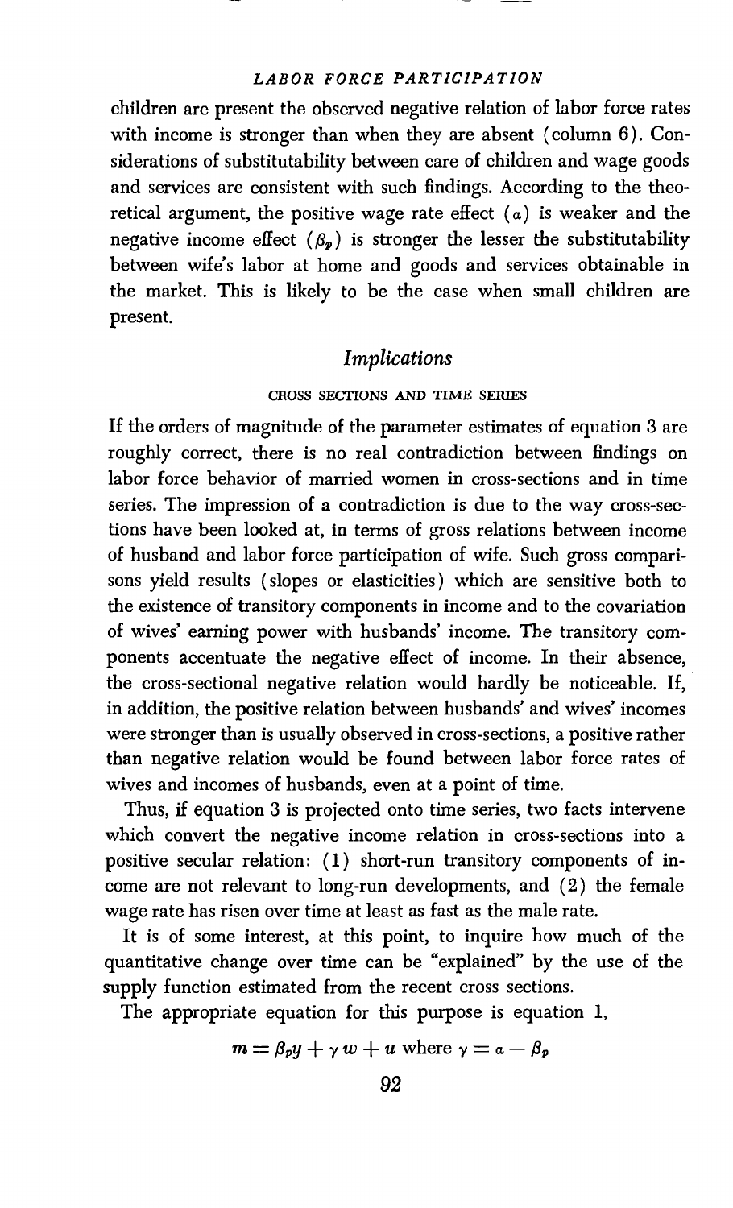children are present the observed negative relation of labor force rates with income is stronger than when they are absent (column 6). Considerations of substitutability between care of children and wage goods and services are consistent with such findings. According to the theoretical argument, the positive wage rate effect ($\alpha$) is weaker and the negative income effect ($\beta_p$) is stronger the lesser the substitutability between wife's labor at home and goods and services obtainable in the market. This is likely to be the case when small children are present.

## *Implications*

### CROSS SECTIONS AND TIME SERIES

If the orders of magnitude of the parameter estimates of equation 3 are roughly correct, there is no real contradiction between findings on labor force behavior of married women in cross-sections and in time series. The impression of a contradiction is due to the way cross-sections have been looked at, in terms of gross relations between income of husband and labor force participation of wife. Such gross comparisons yield results (slopes or elasticities) which are sensitive both to the existence of transitory components in income and to the covariation of wives' earning power with husbands' income. The transitory components accentuate the negative effect of income. In their absence, the cross-sectional negative relation would hardly be noticeable. If, in addition, the positive relation between husbands' and wives' incomes were stronger than is usually observed in cross-sections, a positive rather than negative relation would be found between labor force rates of wives and incomes of husbands, even at a point of time.

Thus, if equation 3 is projected onto time series, two facts intervene which convert the negative income relation in cross-sections into a positive secular relation: (1) short-run transitory components of income are not relevant to long-run developments, and (2) the female wage rate has risen over time at least as fast as the male rate.

It is of some interest, at this point, to inquire how much of the quantitative change over time can be "explained" by the use of the supply function estimated from the recent cross sections.

The appropriate equation for this purpose is equation 1,

$$m = \beta_p y + \gamma w + u \text{ where } \gamma = \alpha - \beta_p$$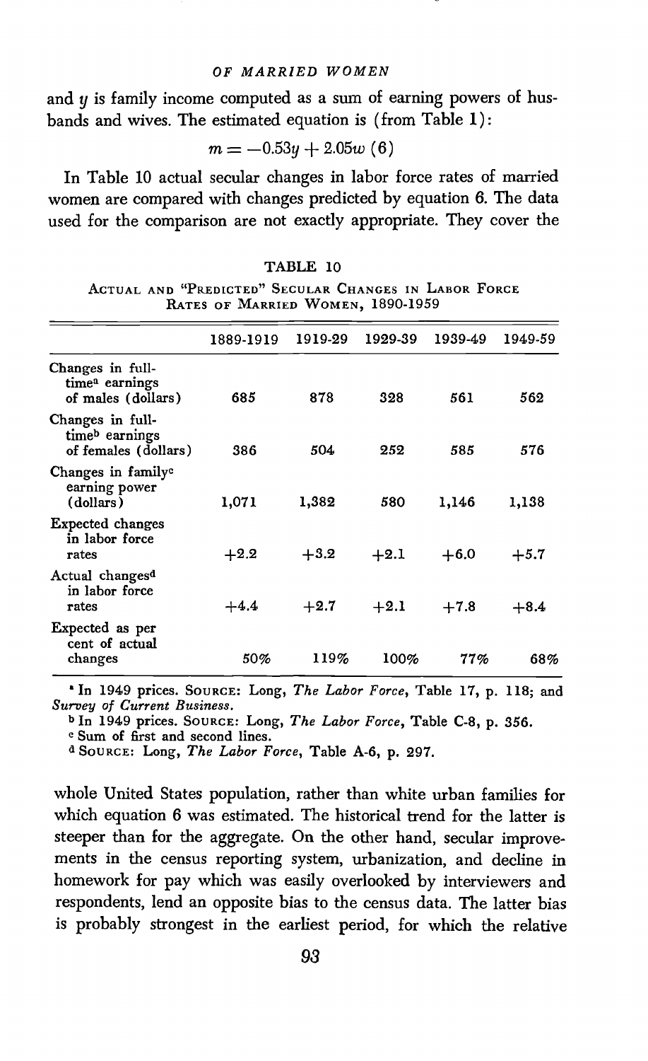and $y$ is family income computed as a sum of earning powers of husbands and wives. The estimated equation is (from Table 1):

$$m = -0.53y + 2.05w \quad (6)$$

In Table 10 actual secular changes in labor force rates of married women are compared with changes predicted by equation 6. The data used for the comparison are not exactly appropriate. They cover the

TABLE 10

ACTUAL AND "PREDICTED" SECULAR CHANGES IN LABOR FORCE RATES OF MARRIED WOMEN, 1890-1959

| | 1889-1919 | 1919-29 | 1929-39 | 1939-49 | 1949-59 |
|---|---|---|---|---|---|
| Changes in full-time[a] earnings of males (dollars) | 685 | 878 | 328 | 561 | 562 |
| Changes in full-time[b] earnings of females (dollars) | 386 | 504 | 252 | 585 | 576 |
| Changes in family[c] earning power (dollars) | 1,071 | 1,382 | 580 | 1,146 | 1,138 |
| Expected changes in labor force rates | +2.2 | +3.2 | +2.1 | +6.0 | +5.7 |
| Actual changes[d] in labor force rates | +4.4 | +2.7 | +2.1 | +7.8 | +8.4 |
| Expected as per cent of actual changes | 50% | 119% | 100% | 77% | 68% |

[a] In 1949 prices. SOURCE: Long, *The Labor Force*, Table 17, p. 118; and *Survey of Current Business*.

[b] In 1949 prices. SOURCE: Long, *The Labor Force*, Table C-8, p. 356.

[c] Sum of first and second lines.

[d] SOURCE: Long, *The Labor Force*, Table A-6, p. 297.

whole United States population, rather than white urban families for which equation 6 was estimated. The historical trend for the latter is steeper than for the aggregate. On the other hand, secular improvements in the census reporting system, urbanization, and decline in homework for pay which was easily overlooked by interviewers and respondents, lend an opposite bias to the census data. The latter bias is probably strongest in the earliest period, for which the relative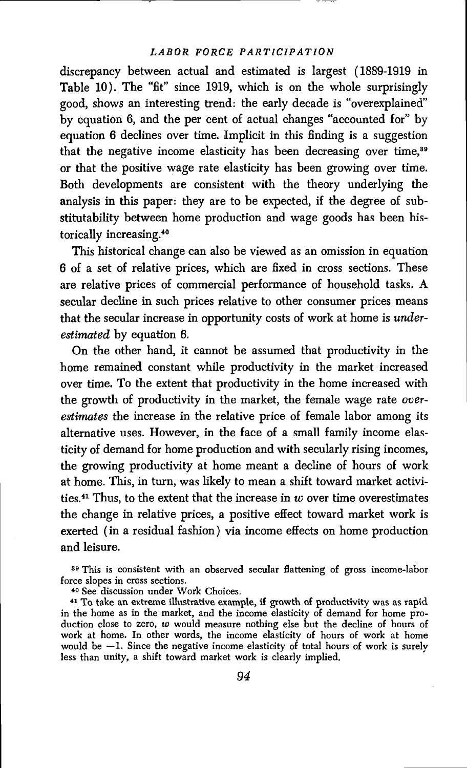discrepancy between actual and estimated is largest (1889-1919 in Table 10). The "fit" since 1919, which is on the whole surprisingly good, shows an interesting trend: the early decade is "overexplained" by equation 6, and the per cent of actual changes "accounted for" by equation 6 declines over time. Implicit in this finding is a suggestion that the negative income elasticity has been decreasing over time,[39] or that the positive wage rate elasticity has been growing over time. Both developments are consistent with the theory underlying the analysis in this paper: they are to be expected, if the degree of substitutability between home production and wage goods has been historically increasing.[40]

This historical change can also be viewed as an omission in equation 6 of a set of relative prices, which are fixed in cross sections. These are relative prices of commercial performance of household tasks. A secular decline in such prices relative to other consumer prices means that the secular increase in opportunity costs of work at home is *underestimated* by equation 6.

On the other hand, it cannot be assumed that productivity in the home remained constant while productivity in the market increased over time. To the extent that productivity in the home increased with the growth of productivity in the market, the female wage rate *overestimates* the increase in the relative price of female labor among its alternative uses. However, in the face of a small family income elasticity of demand for home production and with secularly rising incomes, the growing productivity at home meant a decline of hours of work at home. This, in turn, was likely to mean a shift toward market activities.[41] Thus, to the extent that the increase in $w$ over time overestimates the change in relative prices, a positive effect toward market work is exerted (in a residual fashion) via income effects on home production and leisure.

[39] This is consistent with an observed secular flattening of gross income-labor force slopes in cross sections.

[40] See discussion under Work Choices.

[41] To take an extreme illustrative example, if growth of productivity was as rapid in the home as in the market, and the income elasticity of demand for home production close to zero, $w$ would measure nothing else but the decline of hours of work at home. In other words, the income elasticity of hours of work at home would be $-1$. Since the negative income elasticity of total hours of work is surely less than unity, a shift toward market work is clearly implied.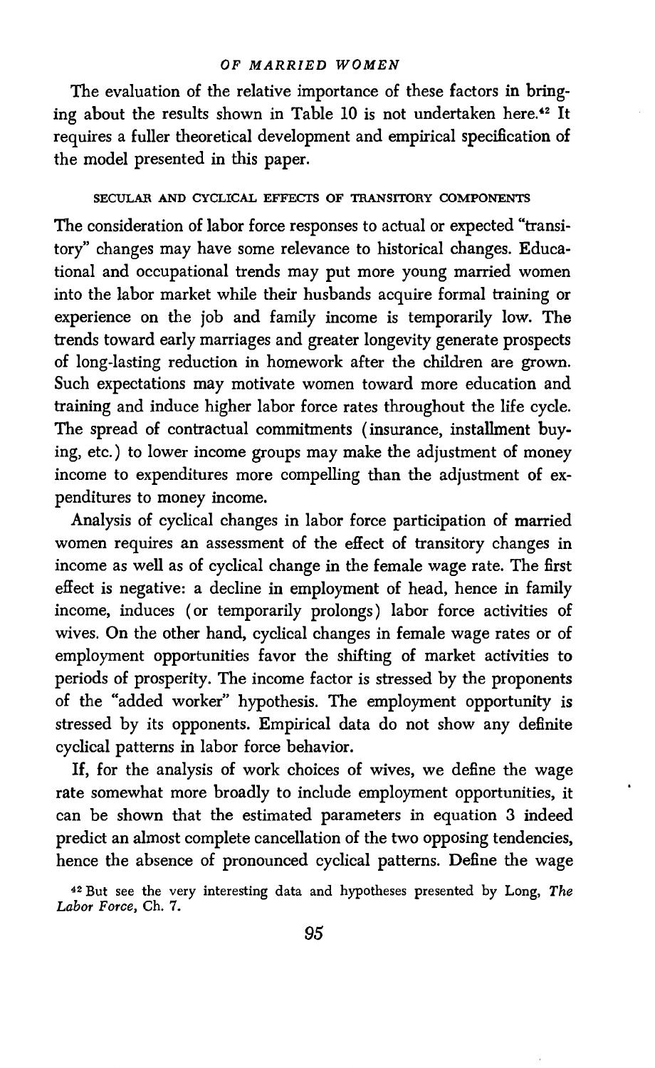The evaluation of the relative importance of these factors in bringing about the results shown in Table 10 is not undertaken here.[42] It requires a fuller theoretical development and empirical specification of the model presented in this paper.

### SECULAR AND CYCLICAL EFFECTS OF TRANSITORY COMPONENTS

The consideration of labor force responses to actual or expected "transitory" changes may have some relevance to historical changes. Educational and occupational trends may put more young married women into the labor market while their husbands acquire formal training or experience on the job and family income is temporarily low. The trends toward early marriages and greater longevity generate prospects of long-lasting reduction in homework after the children are grown. Such expectations may motivate women toward more education and training and induce higher labor force rates throughout the life cycle. The spread of contractual commitments (insurance, installment buying, etc.) to lower income groups may make the adjustment of money income to expenditures more compelling than the adjustment of expenditures to money income.

Analysis of cyclical changes in labor force participation of married women requires an assessment of the effect of transitory changes in income as well as of cyclical change in the female wage rate. The first effect is negative: a decline in employment of head, hence in family income, induces (or temporarily prolongs) labor force activities of wives. On the other hand, cyclical changes in female wage rates or of employment opportunities favor the shifting of market activities to periods of prosperity. The income factor is stressed by the proponents of the "added worker" hypothesis. The employment opportunity is stressed by its opponents. Empirical data do not show any definite cyclical patterns in labor force behavior.

If, for the analysis of work choices of wives, we define the wage rate somewhat more broadly to include employment opportunities, it can be shown that the estimated parameters in equation 3 indeed predict an almost complete cancellation of the two opposing tendencies, hence the absence of pronounced cyclical patterns. Define the wage

[42] But see the very interesting data and hypotheses presented by Long, *The Labor Force*, Ch. 7.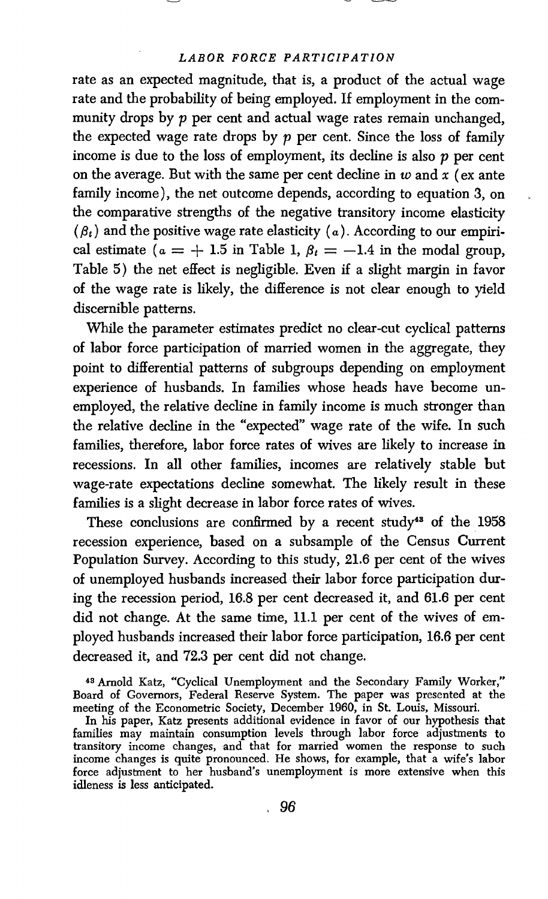rate as an expected magnitude, that is, a product of the actual wage rate and the probability of being employed. If employment in the community drops by $p$ per cent and actual wage rates remain unchanged, the expected wage rate drops by $p$ per cent. Since the loss of family income is due to the loss of employment, its decline is also $p$ per cent on the average. But with the same per cent decline in $w$ and $x$ (ex ante family income), the net outcome depends, according to equation 3, on the comparative strengths of the negative transitory income elasticity ($\beta_t$) and the positive wage rate elasticity ($\alpha$). According to our empirical estimate ($\alpha = + 1.5$ in Table 1, $\beta_t = -1.4$ in the modal group, Table 5) the net effect is negligible. Even if a slight margin in favor of the wage rate is likely, the difference is not clear enough to yield discernible patterns.

While the parameter estimates predict no clear-cut cyclical patterns of labor force participation of married women in the aggregate, they point to differential patterns of subgroups depending on employment experience of husbands. In families whose heads have become unemployed, the relative decline in family income is much stronger than the relative decline in the "expected" wage rate of the wife. In such families, therefore, labor force rates of wives are likely to increase in recessions. In all other families, incomes are relatively stable but wage-rate expectations decline somewhat. The likely result in these families is a slight decrease in labor force rates of wives.

These conclusions are confirmed by a recent study[43] of the 1958 recession experience, based on a subsample of the Census Current Population Survey. According to this study, 21.6 per cent of the wives of unemployed husbands increased their labor force participation during the recession period, 16.8 per cent decreased it, and 61.6 per cent did not change. At the same time, 11.1 per cent of the wives of employed husbands increased their labor force participation, 16.6 per cent decreased it, and 72.3 per cent did not change.

[43] Arnold Katz, "Cyclical Unemployment and the Secondary Family Worker," Board of Governors, Federal Reserve System. The paper was presented at the meeting of the Econometric Society, December 1960, in St. Louis, Missouri.

In his paper, Katz presents additional evidence in favor of our hypothesis that families may maintain consumption levels through labor force adjustments to transitory income changes, and that for married women the response to such income changes is quite pronounced. He shows, for example, that a wife's labor force adjustment to her husband's unemployment is more extensive when this idleness is less anticipated.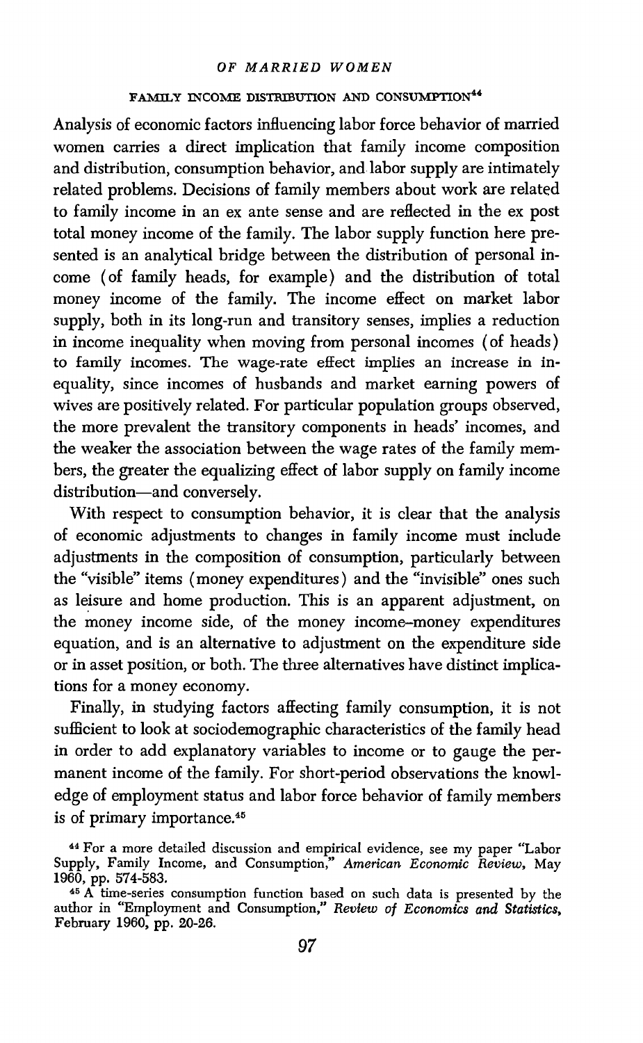## FAMILY INCOME DISTRIBUTION AND CONSUMPTION[44]

Analysis of economic factors influencing labor force behavior of married women carries a direct implication that family income composition and distribution, consumption behavior, and labor supply are intimately related problems. Decisions of family members about work are related to family income in an ex ante sense and are reflected in the ex post total money income of the family. The labor supply function here presented is an analytical bridge between the distribution of personal income (of family heads, for example) and the distribution of total money income of the family. The income effect on market labor supply, both in its long-run and transitory senses, implies a reduction in income inequality when moving from personal incomes (of heads) to family incomes. The wage-rate effect implies an increase in inequality, since incomes of husbands and market earning powers of wives are positively related. For particular population groups observed, the more prevalent the transitory components in heads' incomes, and the weaker the association between the wage rates of the family members, the greater the equalizing effect of labor supply on family income distribution—and conversely.

With respect to consumption behavior, it is clear that the analysis of economic adjustments to changes in family income must include adjustments in the composition of consumption, particularly between the "visible" items (money expenditures) and the "invisible" ones such as leisure and home production. This is an apparent adjustment, on the money income side, of the money income–money expenditures equation, and is an alternative to adjustment on the expenditure side or in asset position, or both. The three alternatives have distinct implications for a money economy.

Finally, in studying factors affecting family consumption, it is not sufficient to look at sociodemographic characteristics of the family head in order to add explanatory variables to income or to gauge the permanent income of the family. For short-period observations the knowledge of employment status and labor force behavior of family members is of primary importance.[45]

[44] For a more detailed discussion and empirical evidence, see my paper "Labor Supply, Family Income, and Consumption," *American Economic Review*, May 1960, pp. 574-583.

[45] A time-series consumption function based on such data is presented by the author in "Employment and Consumption," *Review of Economics and Statistics*, February 1960, pp. 20-26.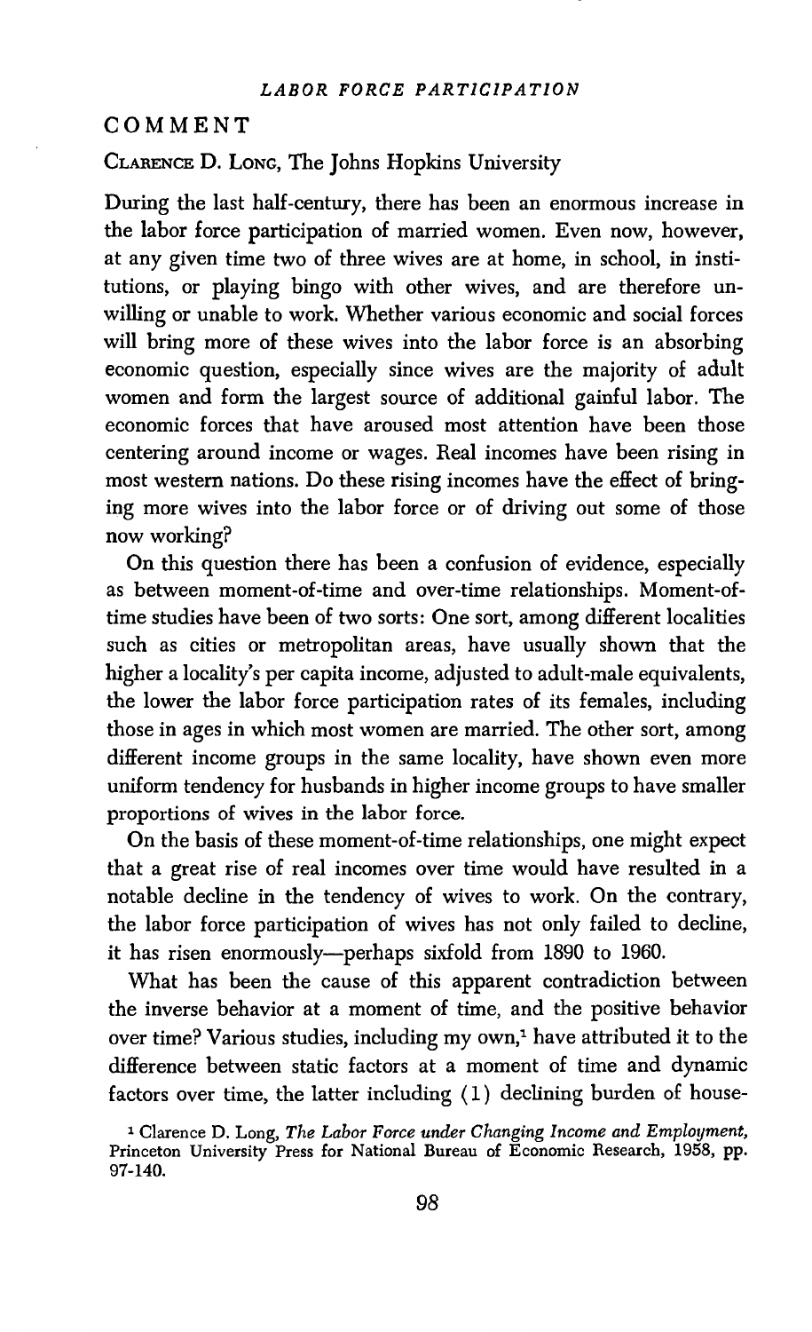## COMMENT

CLARENCE D. LONG, The Johns Hopkins University

During the last half-century, there has been an enormous increase in the labor force participation of married women. Even now, however, at any given time two of three wives are at home, in school, in institutions, or playing bingo with other wives, and are therefore unwilling or unable to work. Whether various economic and social forces will bring more of these wives into the labor force is an absorbing economic question, especially since wives are the majority of adult women and form the largest source of additional gainful labor. The economic forces that have aroused most attention have been those centering around income or wages. Real incomes have been rising in most western nations. Do these rising incomes have the effect of bringing more wives into the labor force or of driving out some of those now working?

On this question there has been a confusion of evidence, especially as between moment-of-time and over-time relationships. Moment-of-time studies have been of two sorts: One sort, among different localities such as cities or metropolitan areas, have usually shown that the higher a locality's per capita income, adjusted to adult-male equivalents, the lower the labor force participation rates of its females, including those in ages in which most women are married. The other sort, among different income groups in the same locality, have shown even more uniform tendency for husbands in higher income groups to have smaller proportions of wives in the labor force.

On the basis of these moment-of-time relationships, one might expect that a great rise of real incomes over time would have resulted in a notable decline in the tendency of wives to work. On the contrary, the labor force participation of wives has not only failed to decline, it has risen enormously—perhaps sixfold from 1890 to 1960.

What has been the cause of this apparent contradiction between the inverse behavior at a moment of time, and the positive behavior over time? Various studies, including my own,[1] have attributed it to the difference between static factors at a moment of time and dynamic factors over time, the latter including (1) declining burden of house-

[1] Clarence D. Long, *The Labor Force under Changing Income and Employment*, Princeton University Press for National Bureau of Economic Research, 1958, pp. 97-140.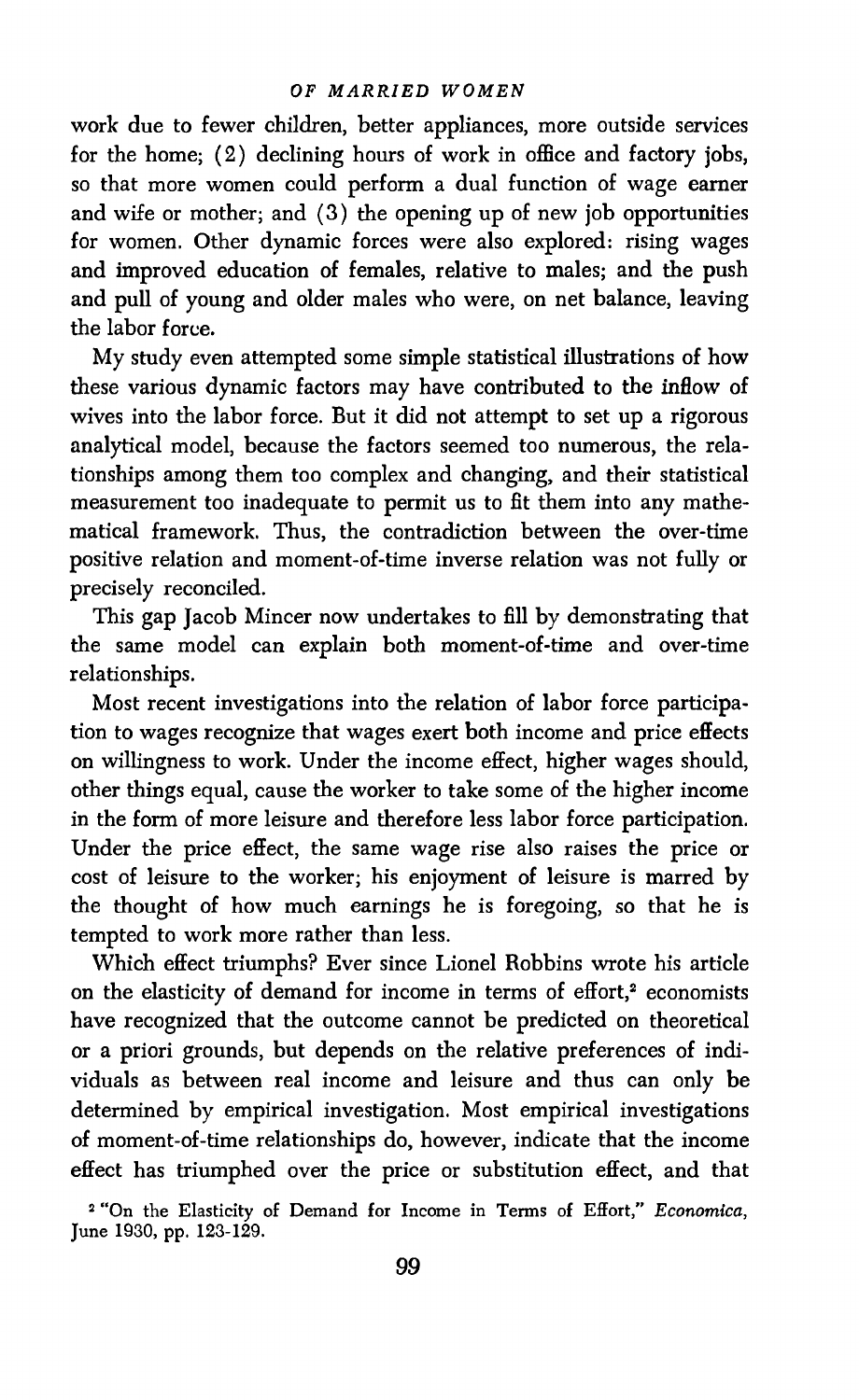work due to fewer children, better appliances, more outside services for the home; (2) declining hours of work in office and factory jobs, so that more women could perform a dual function of wage earner and wife or mother; and (3) the opening up of new job opportunities for women. Other dynamic forces were also explored: rising wages and improved education of females, relative to males; and the push and pull of young and older males who were, on net balance, leaving the labor force.

My study even attempted some simple statistical illustrations of how these various dynamic factors may have contributed to the inflow of wives into the labor force. But it did not attempt to set up a rigorous analytical model, because the factors seemed too numerous, the relationships among them too complex and changing, and their statistical measurement too inadequate to permit us to fit them into any mathematical framework. Thus, the contradiction between the over-time positive relation and moment-of-time inverse relation was not fully or precisely reconciled.

This gap Jacob Mincer now undertakes to fill by demonstrating that the same model can explain both moment-of-time and over-time relationships.

Most recent investigations into the relation of labor force participation to wages recognize that wages exert both income and price effects on willingness to work. Under the income effect, higher wages should, other things equal, cause the worker to take some of the higher income in the form of more leisure and therefore less labor force participation. Under the price effect, the same wage rise also raises the price or cost of leisure to the worker; his enjoyment of leisure is marred by the thought of how much earnings he is foregoing, so that he is tempted to work more rather than less.

Which effect triumphs? Ever since Lionel Robbins wrote his article on the elasticity of demand for income in terms of effort,[2] economists have recognized that the outcome cannot be predicted on theoretical or a priori grounds, but depends on the relative preferences of individuals as between real income and leisure and thus can only be determined by empirical investigation. Most empirical investigations of moment-of-time relationships do, however, indicate that the income effect has triumphed over the price or substitution effect, and that

[2] "On the Elasticity of Demand for Income in Terms of Effort," *Economica*, June 1930, pp. 123-129.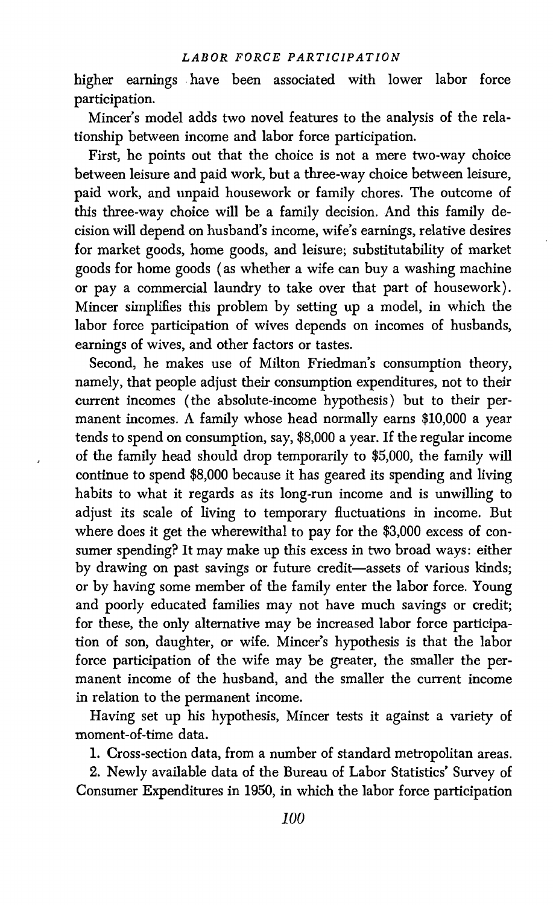higher earnings have been associated with lower labor force participation.

Mincer's model adds two novel features to the analysis of the relationship between income and labor force participation.

First, he points out that the choice is not a mere two-way choice between leisure and paid work, but a three-way choice between leisure, paid work, and unpaid housework or family chores. The outcome of this three-way choice will be a family decision. And this family decision will depend on husband's income, wife's earnings, relative desires for market goods, home goods, and leisure; substitutability of market goods for home goods (as whether a wife can buy a washing machine or pay a commercial laundry to take over that part of housework). Mincer simplifies this problem by setting up a model, in which the labor force participation of wives depends on incomes of husbands, earnings of wives, and other factors or tastes.

Second, he makes use of Milton Friedman's consumption theory, namely, that people adjust their consumption expenditures, not to their current incomes (the absolute-income hypothesis) but to their permanent incomes. A family whose head normally earns $10,000 a year tends to spend on consumption, say, $8,000 a year. If the regular income of the family head should drop temporarily to $5,000, the family will continue to spend $8,000 because it has geared its spending and living habits to what it regards as its long-run income and is unwilling to adjust its scale of living to temporary fluctuations in income. But where does it get the wherewithal to pay for the $3,000 excess of consumer spending? It may make up this excess in two broad ways: either by drawing on past savings or future credit—assets of various kinds; or by having some member of the family enter the labor force. Young and poorly educated families may not have much savings or credit; for these, the only alternative may be increased labor force participation of son, daughter, or wife. Mincer's hypothesis is that the labor force participation of the wife may be greater, the smaller the permanent income of the husband, and the smaller the current income in relation to the permanent income.

Having set up his hypothesis, Mincer tests it against a variety of moment-of-time data.

1. Cross-section data, from a number of standard metropolitan areas.

2. Newly available data of the Bureau of Labor Statistics' Survey of Consumer Expenditures in 1950, in which the labor force participation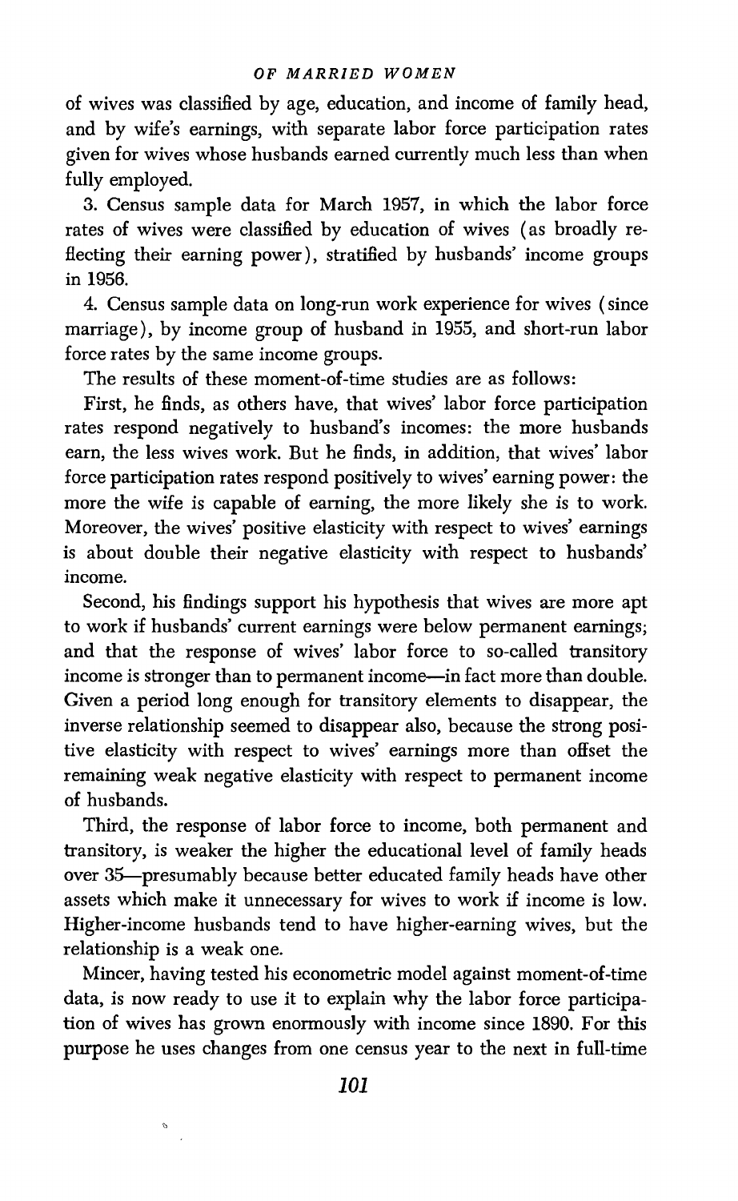of wives was classified by age, education, and income of family head, and by wife's earnings, with separate labor force participation rates given for wives whose husbands earned currently much less than when fully employed.

3. Census sample data for March 1957, in which the labor force rates of wives were classified by education of wives (as broadly reflecting their earning power), stratified by husbands' income groups in 1956.

4. Census sample data on long-run work experience for wives (since marriage), by income group of husband in 1955, and short-run labor force rates by the same income groups.

The results of these moment-of-time studies are as follows:

First, he finds, as others have, that wives' labor force participation rates respond negatively to husband's incomes: the more husbands earn, the less wives work. But he finds, in addition, that wives' labor force participation rates respond positively to wives' earning power: the more the wife is capable of earning, the more likely she is to work. Moreover, the wives' positive elasticity with respect to wives' earnings is about double their negative elasticity with respect to husbands' income.

Second, his findings support his hypothesis that wives are more apt to work if husbands' current earnings were below permanent earnings; and that the response of wives' labor force to so-called transitory income is stronger than to permanent income—in fact more than double. Given a period long enough for transitory elements to disappear, the inverse relationship seemed to disappear also, because the strong positive elasticity with respect to wives' earnings more than offset the remaining weak negative elasticity with respect to permanent income of husbands.

Third, the response of labor force to income, both permanent and transitory, is weaker the higher the educational level of family heads over 35—presumably because better educated family heads have other assets which make it unnecessary for wives to work if income is low. Higher-income husbands tend to have higher-earning wives, but the relationship is a weak one.

Mincer, having tested his econometric model against moment-of-time data, is now ready to use it to explain why the labor force participation of wives has grown enormously with income since 1890. For this purpose he uses changes from one census year to the next in full-time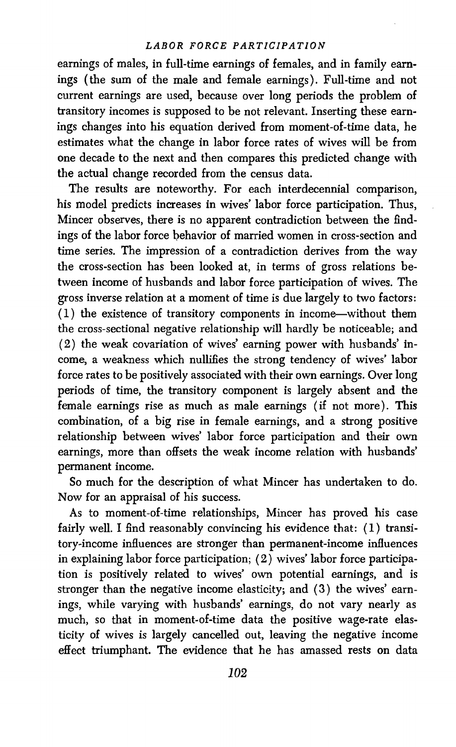earnings of males, in full-time earnings of females, and in family earnings (the sum of the male and female earnings). Full-time and not current earnings are used, because over long periods the problem of transitory incomes is supposed to be not relevant. Inserting these earnings changes into his equation derived from moment-of-time data, he estimates what the change in labor force rates of wives will be from one decade to the next and then compares this predicted change with the actual change recorded from the census data.

The results are noteworthy. For each interdecennial comparison, his model predicts increases in wives' labor force participation. Thus, Mincer observes, there is no apparent contradiction between the findings of the labor force behavior of married women in cross-section and time series. The impression of a contradiction derives from the way the cross-section has been looked at, in terms of gross relations between income of husbands and labor force participation of wives. The gross inverse relation at a moment of time is due largely to two factors: (1) the existence of transitory components in income—without them the cross-sectional negative relationship will hardly be noticeable; and (2) the weak covariation of wives' earning power with husbands' income, a weakness which nullifies the strong tendency of wives' labor force rates to be positively associated with their own earnings. Over long periods of time, the transitory component is largely absent and the female earnings rise as much as male earnings (if not more). This combination, of a big rise in female earnings, and a strong positive relationship between wives' labor force participation and their own earnings, more than offsets the weak income relation with husbands' permanent income.

So much for the description of what Mincer has undertaken to do. Now for an appraisal of his success.

As to moment-of-time relationships, Mincer has proved his case fairly well. I find reasonably convincing his evidence that: (1) transitory-income influences are stronger than permanent-income influences in explaining labor force participation; (2) wives' labor force participation is positively related to wives' own potential earnings, and is stronger than the negative income elasticity; and (3) the wives' earnings, while varying with husbands' earnings, do not vary nearly as much, so that in moment-of-time data the positive wage-rate elasticity of wives is largely cancelled out, leaving the negative income effect triumphant. The evidence that he has amassed rests on data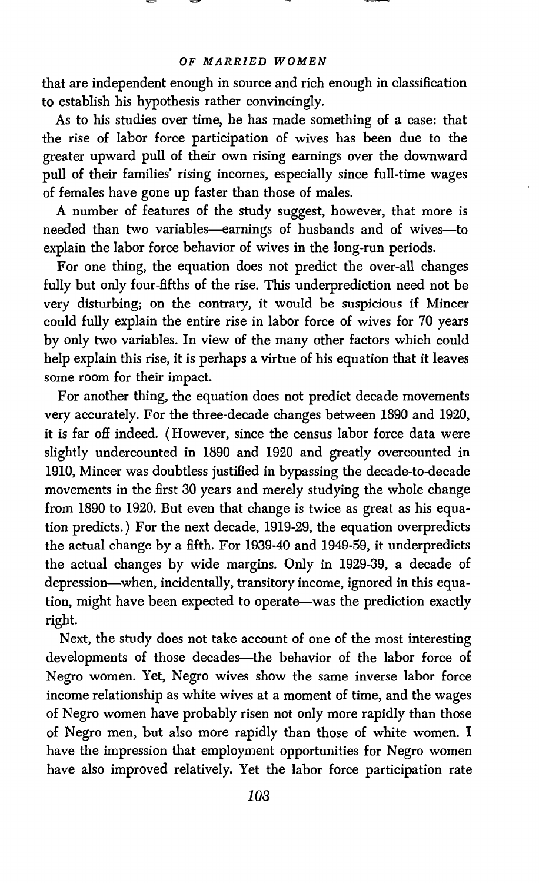that are independent enough in source and rich enough in classification to establish his hypothesis rather convincingly.

As to his studies over time, he has made something of a case: that the rise of labor force participation of wives has been due to the greater upward pull of their own rising earnings over the downward pull of their families' rising incomes, especially since full-time wages of females have gone up faster than those of males.

A number of features of the study suggest, however, that more is needed than two variables—earnings of husbands and of wives—to explain the labor force behavior of wives in the long-run periods.

For one thing, the equation does not predict the over-all changes fully but only four-fifths of the rise. This underprediction need not be very disturbing; on the contrary, it would be suspicious if Mincer could fully explain the entire rise in labor force of wives for 70 years by only two variables. In view of the many other factors which could help explain this rise, it is perhaps a virtue of his equation that it leaves some room for their impact.

For another thing, the equation does not predict decade movements very accurately. For the three-decade changes between 1890 and 1920, it is far off indeed. (However, since the census labor force data were slightly undercounted in 1890 and 1920 and greatly overcounted in 1910, Mincer was doubtless justified in bypassing the decade-to-decade movements in the first 30 years and merely studying the whole change from 1890 to 1920. But even that change is twice as great as his equation predicts.) For the next decade, 1919-29, the equation overpredicts the actual change by a fifth. For 1939-40 and 1949-59, it underpredicts the actual changes by wide margins. Only in 1929-39, a decade of depression—when, incidentally, transitory income, ignored in this equation, might have been expected to operate—was the prediction exactly right.

Next, the study does not take account of one of the most interesting developments of those decades—the behavior of the labor force of Negro women. Yet, Negro wives show the same inverse labor force income relationship as white wives at a moment of time, and the wages of Negro women have probably risen not only more rapidly than those of Negro men, but also more rapidly than those of white women. I have the impression that employment opportunities for Negro women have also improved relatively. Yet the labor force participation rate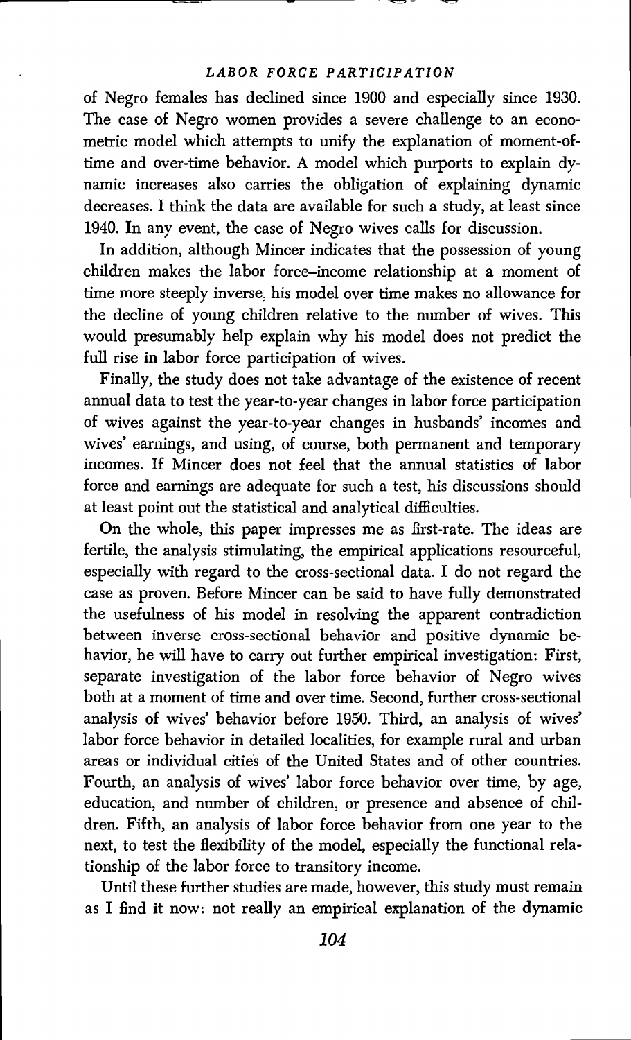of Negro females has declined since 1900 and especially since 1930. The case of Negro women provides a severe challenge to an econometric model which attempts to unify the explanation of moment-of-time and over-time behavior. A model which purports to explain dynamic increases also carries the obligation of explaining dynamic decreases. I think the data are available for such a study, at least since 1940. In any event, the case of Negro wives calls for discussion.

In addition, although Mincer indicates that the possession of young children makes the labor force–income relationship at a moment of time more steeply inverse, his model over time makes no allowance for the decline of young children relative to the number of wives. This would presumably help explain why his model does not predict the full rise in labor force participation of wives.

Finally, the study does not take advantage of the existence of recent annual data to test the year-to-year changes in labor force participation of wives against the year-to-year changes in husbands' incomes and wives' earnings, and using, of course, both permanent and temporary incomes. If Mincer does not feel that the annual statistics of labor force and earnings are adequate for such a test, his discussions should at least point out the statistical and analytical difficulties.

On the whole, this paper impresses me as first-rate. The ideas are fertile, the analysis stimulating, the empirical applications resourceful, especially with regard to the cross-sectional data. I do not regard the case as proven. Before Mincer can be said to have fully demonstrated the usefulness of his model in resolving the apparent contradiction between inverse cross-sectional behavior and positive dynamic behavior, he will have to carry out further empirical investigation: First, separate investigation of the labor force behavior of Negro wives both at a moment of time and over time. Second, further cross-sectional analysis of wives' behavior before 1950. Third, an analysis of wives' labor force behavior in detailed localities, for example rural and urban areas or individual cities of the United States and of other countries. Fourth, an analysis of wives' labor force behavior over time, by age, education, and number of children, or presence and absence of children. Fifth, an analysis of labor force behavior from one year to the next, to test the flexibility of the model, especially the functional relationship of the labor force to transitory income.

Until these further studies are made, however, this study must remain as I find it now: not really an empirical explanation of the dynamic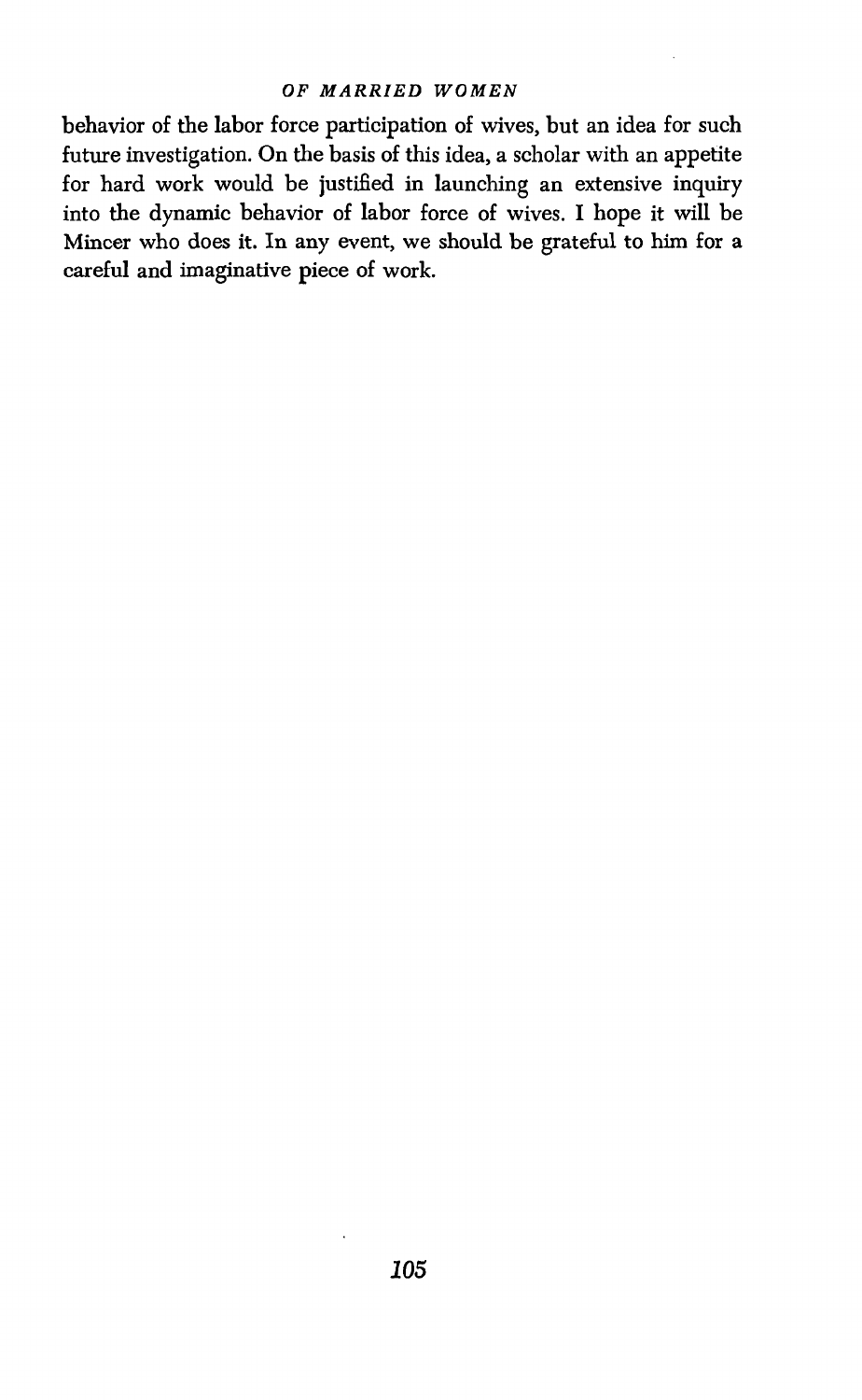behavior of the labor force participation of wives, but an idea for such future investigation. On the basis of this idea, a scholar with an appetite for hard work would be justified in launching an extensive inquiry into the dynamic behavior of labor force of wives. I hope it will be Mincer who does it. In any event, we should be grateful to him for a careful and imaginative piece of work.